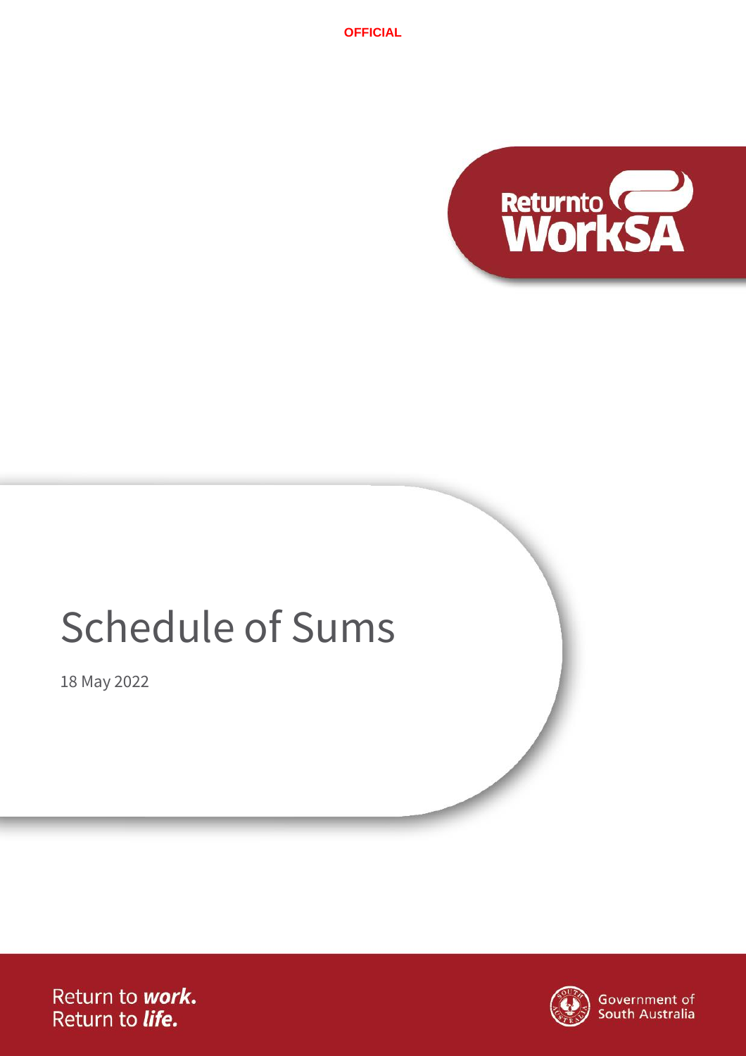OFFICIAL

# Schedule of Sums

18 May 2022

Return to *work.*
Return to *life.*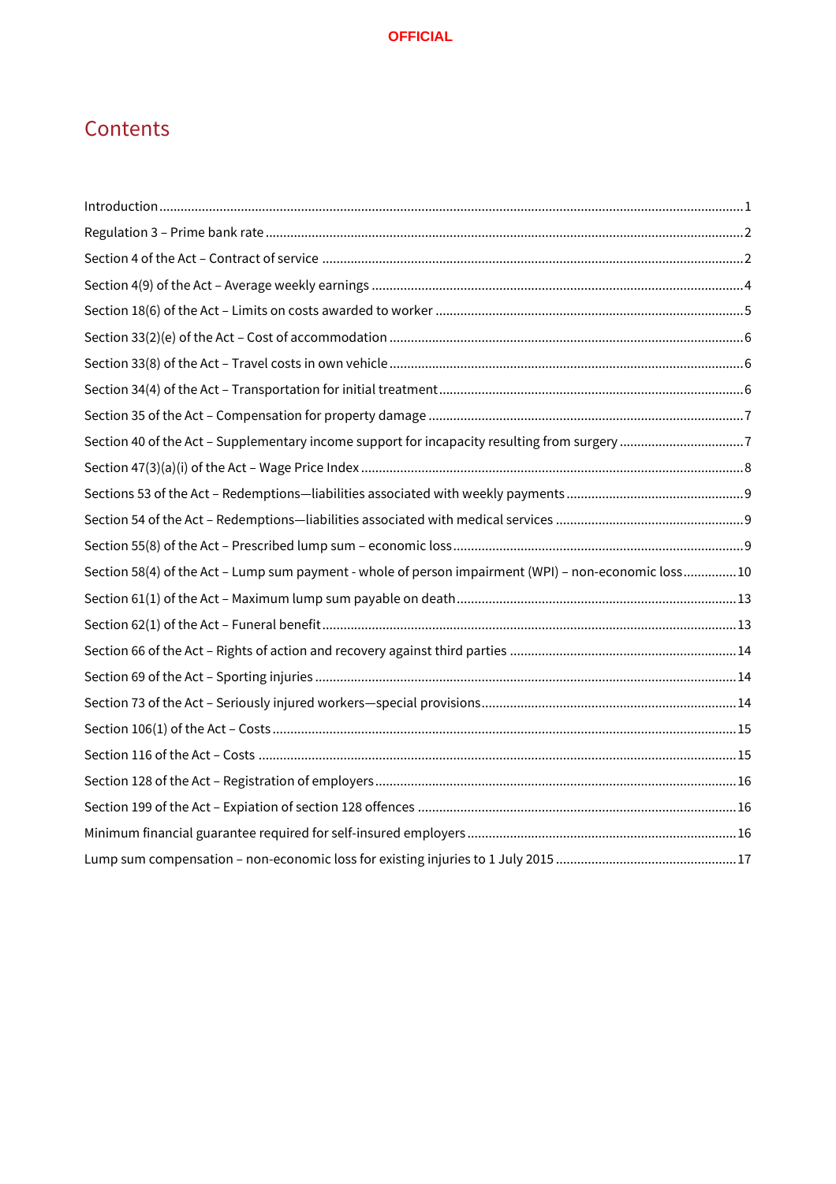# Contents

Introduction ........ 1

Regulation 3 – Prime bank rate ........ 2

Section 4 of the Act – Contract of service ........ 2

Section 4(9) of the Act – Average weekly earnings ........ 4

Section 18(6) of the Act – Limits on costs awarded to worker ........ 5

Section 33(2)(e) of the Act – Cost of accommodation ........ 6

Section 33(8) of the Act – Travel costs in own vehicle ........ 6

Section 34(4) of the Act – Transportation for initial treatment ........ 6

Section 35 of the Act – Compensation for property damage ........ 7

Section 40 of the Act – Supplementary income support for incapacity resulting from surgery ........ 7

Section 47(3)(a)(i) of the Act – Wage Price Index ........ 8

Sections 53 of the Act – Redemptions—liabilities associated with weekly payments ........ 9

Section 54 of the Act – Redemptions—liabilities associated with medical services ........ 9

Section 55(8) of the Act – Prescribed lump sum – economic loss ........ 9

Section 58(4) of the Act – Lump sum payment - whole of person impairment (WPI) – non-economic loss ........ 10

Section 61(1) of the Act – Maximum lump sum payable on death ........ 13

Section 62(1) of the Act – Funeral benefit ........ 13

Section 66 of the Act – Rights of action and recovery against third parties ........ 14

Section 69 of the Act – Sporting injuries ........ 14

Section 73 of the Act – Seriously injured workers—special provisions ........ 14

Section 106(1) of the Act – Costs ........ 15

Section 116 of the Act – Costs ........ 15

Section 128 of the Act – Registration of employers ........ 16

Section 199 of the Act – Expiation of section 128 offences ........ 16

Minimum financial guarantee required for self-insured employers ........ 16

Lump sum compensation – non-economic loss for existing injuries to 1 July 2015 ........ 17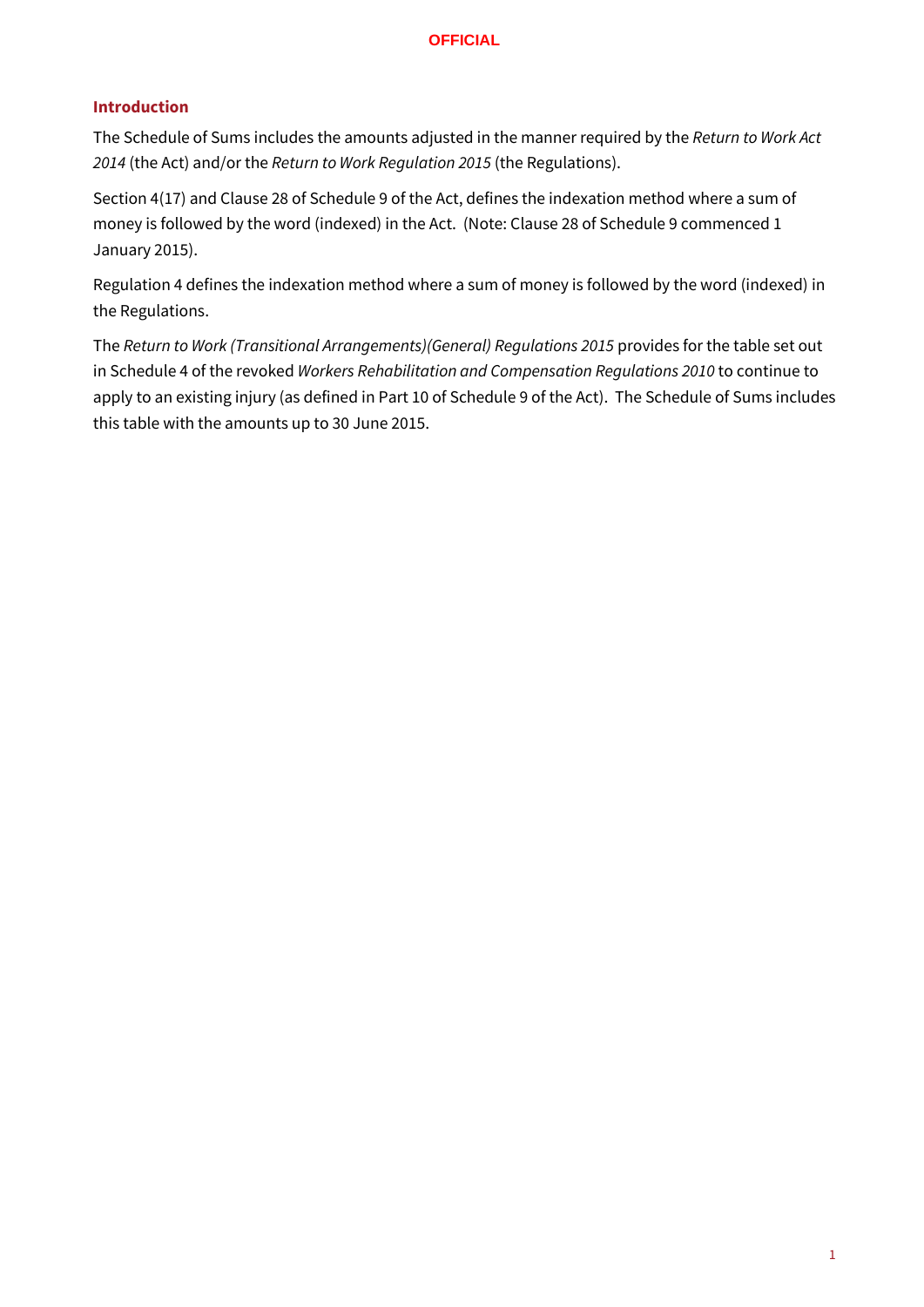## Introduction

The Schedule of Sums includes the amounts adjusted in the manner required by the *Return to Work Act 2014* (the Act) and/or the *Return to Work Regulation 2015* (the Regulations).

Section 4(17) and Clause 28 of Schedule 9 of the Act, defines the indexation method where a sum of money is followed by the word (indexed) in the Act. (Note: Clause 28 of Schedule 9 commenced 1 January 2015).

Regulation 4 defines the indexation method where a sum of money is followed by the word (indexed) in the Regulations.

The *Return to Work (Transitional Arrangements)(General) Regulations 2015* provides for the table set out in Schedule 4 of the revoked *Workers Rehabilitation and Compensation Regulations 2010* to continue to apply to an existing injury (as defined in Part 10 of Schedule 9 of the Act). The Schedule of Sums includes this table with the amounts up to 30 June 2015.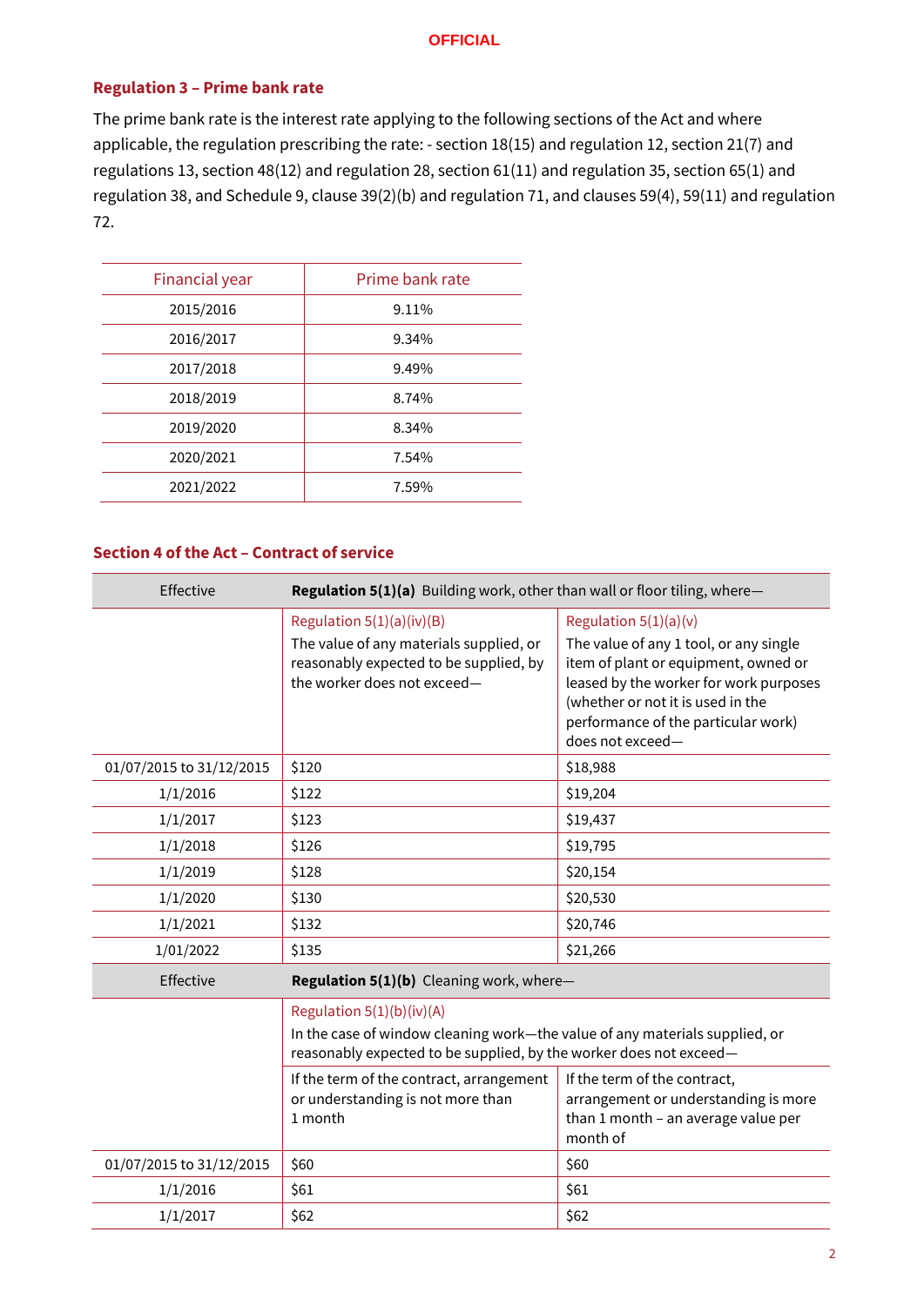OFFICIAL

### Regulation 3 – Prime bank rate

The prime bank rate is the interest rate applying to the following sections of the Act and where applicable, the regulation prescribing the rate: - section 18(15) and regulation 12, section 21(7) and regulations 13, section 48(12) and regulation 28, section 61(11) and regulation 35, section 65(1) and regulation 38, and Schedule 9, clause 39(2)(b) and regulation 71, and clauses 59(4), 59(11) and regulation 72.

| Financial year | Prime bank rate |
|---|---|
| 2015/2016 | 9.11% |
| 2016/2017 | 9.34% |
| 2017/2018 | 9.49% |
| 2018/2019 | 8.74% |
| 2019/2020 | 8.34% |
| 2020/2021 | 7.54% |
| 2021/2022 | 7.59% |

### Section 4 of the Act – Contract of service

| Effective | **Regulation 5(1)(a)** Building work, other than wall or floor tiling, where— | |
|---|---|---|
| | Regulation 5(1)(a)(iv)(B) The value of any materials supplied, or reasonably expected to be supplied, by the worker does not exceed— | Regulation 5(1)(a)(v) The value of any 1 tool, or any single item of plant or equipment, owned or leased by the worker for work purposes (whether or not it is used in the performance of the particular work) does not exceed— |
| 01/07/2015 to 31/12/2015 | $120 | $18,988 |
| 1/1/2016 | $122 | $19,204 |
| 1/1/2017 | $123 | $19,437 |
| 1/1/2018 | $126 | $19,795 |
| 1/1/2019 | $128 | $20,154 |
| 1/1/2020 | $130 | $20,530 |
| 1/1/2021 | $132 | $20,746 |
| 1/01/2022 | $135 | $21,266 |

| Effective | **Regulation 5(1)(b)** Cleaning work, where— | |
|---|---|---|
| | Regulation 5(1)(b)(iv)(A) In the case of window cleaning work—the value of any materials supplied, or reasonably expected to be supplied, by the worker does not exceed— | |
| | If the term of the contract, arrangement or understanding is not more than 1 month | If the term of the contract, arrangement or understanding is more than 1 month – an average value per month of |
| 01/07/2015 to 31/12/2015 | $60 | $60 |
| 1/1/2016 | $61 | $61 |
| 1/1/2017 | $62 | $62 |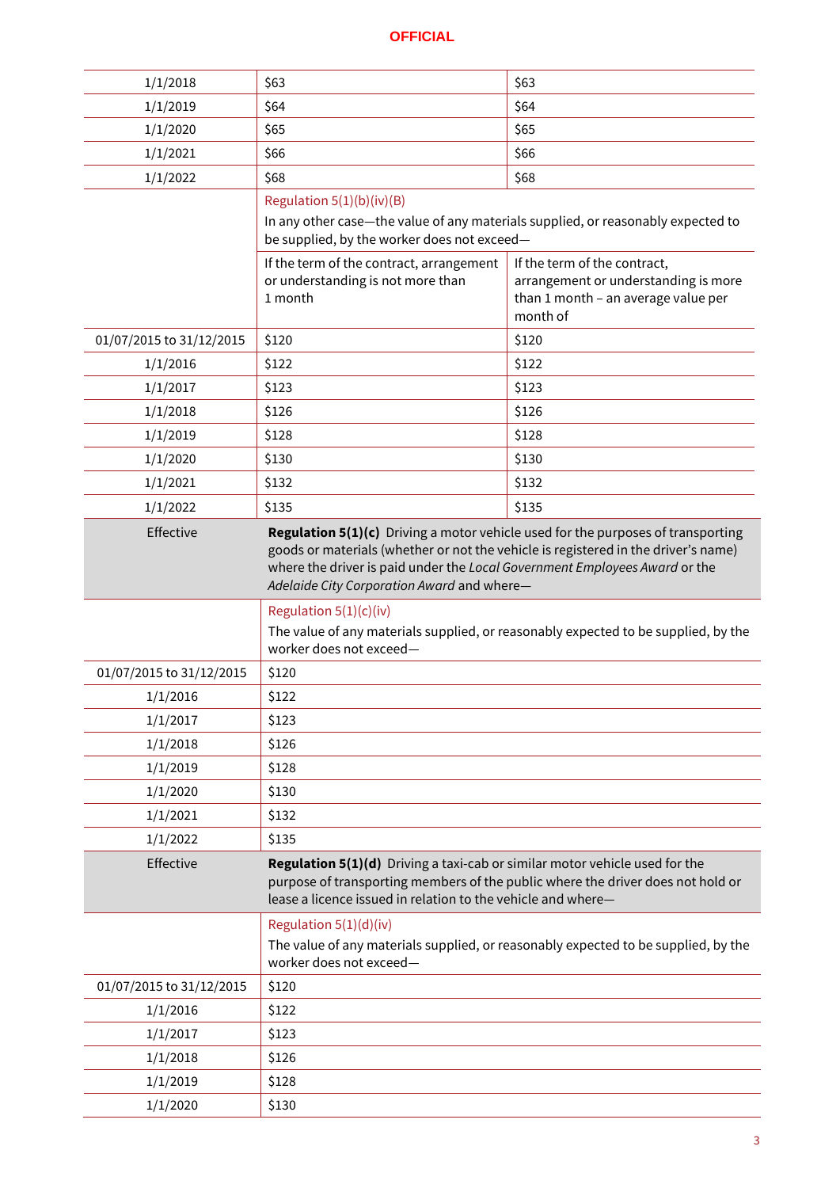| | | |
|---|---|---|
| 1/1/2018 | $63 | $63 |
| 1/1/2019 | $64 | $64 |
| 1/1/2020 | $65 | $65 |
| 1/1/2021 | $66 | $66 |
| 1/1/2022 | $68 | $68 |
| | Regulation 5(1)(b)(iv)(B) In any other case—the value of any materials supplied, or reasonably expected to be supplied, by the worker does not exceed— | |
| | If the term of the contract, arrangement or understanding is not more than 1 month | If the term of the contract, arrangement or understanding is more than 1 month – an average value per month of |
| 01/07/2015 to 31/12/2015 | $120 | $120 |
| 1/1/2016 | $122 | $122 |
| 1/1/2017 | $123 | $123 |
| 1/1/2018 | $126 | $126 |
| 1/1/2019 | $128 | $128 |
| 1/1/2020 | $130 | $130 |
| 1/1/2021 | $132 | $132 |
| 1/1/2022 | $135 | $135 |

| Effective | **Regulation 5(1)(c)** Driving a motor vehicle used for the purposes of transporting goods or materials (whether or not the vehicle is registered in the driver's name) where the driver is paid under the *Local Government Employees Award* or the *Adelaide City Corporation Award* and where— |
|---|---|
| | Regulation 5(1)(c)(iv) The value of any materials supplied, or reasonably expected to be supplied, by the worker does not exceed— |
| 01/07/2015 to 31/12/2015 | $120 |
| 1/1/2016 | $122 |
| 1/1/2017 | $123 |
| 1/1/2018 | $126 |
| 1/1/2019 | $128 |
| 1/1/2020 | $130 |
| 1/1/2021 | $132 |
| 1/1/2022 | $135 |

| Effective | **Regulation 5(1)(d)** Driving a taxi-cab or similar motor vehicle used for the purpose of transporting members of the public where the driver does not hold or lease a licence issued in relation to the vehicle and where— |
|---|---|
| | Regulation 5(1)(d)(iv) The value of any materials supplied, or reasonably expected to be supplied, by the worker does not exceed— |
| 01/07/2015 to 31/12/2015 | $120 |
| 1/1/2016 | $122 |
| 1/1/2017 | $123 |
| 1/1/2018 | $126 |
| 1/1/2019 | $128 |
| 1/1/2020 | $130 |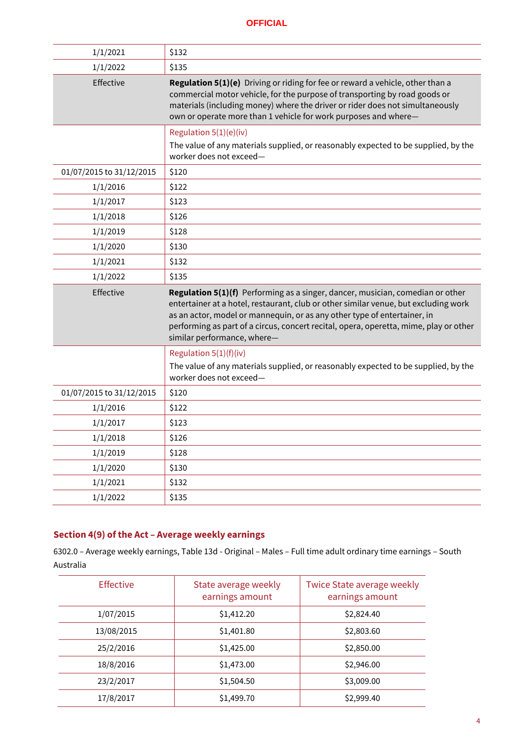| | |
|---|---|
| 1/1/2021 | $132 |
| 1/1/2022 | $135 |
| Effective | **Regulation 5(1)(e)** Driving or riding for fee or reward a vehicle, other than a commercial motor vehicle, for the purpose of transporting by road goods or materials (including money) where the driver or rider does not simultaneously own or operate more than 1 vehicle for work purposes and where— |
| | Regulation 5(1)(e)(iv) The value of any materials supplied, or reasonably expected to be supplied, by the worker does not exceed— |
| 01/07/2015 to 31/12/2015 | $120 |
| 1/1/2016 | $122 |
| 1/1/2017 | $123 |
| 1/1/2018 | $126 |
| 1/1/2019 | $128 |
| 1/1/2020 | $130 |
| 1/1/2021 | $132 |
| 1/1/2022 | $135 |
| Effective | **Regulation 5(1)(f)** Performing as a singer, dancer, musician, comedian or other entertainer at a hotel, restaurant, club or other similar venue, but excluding work as an actor, model or mannequin, or as any other type of entertainer, in performing as part of a circus, concert recital, opera, operetta, mime, play or other similar performance, where— |
| | Regulation 5(1)(f)(iv) The value of any materials supplied, or reasonably expected to be supplied, by the worker does not exceed— |
| 01/07/2015 to 31/12/2015 | $120 |
| 1/1/2016 | $122 |
| 1/1/2017 | $123 |
| 1/1/2018 | $126 |
| 1/1/2019 | $128 |
| 1/1/2020 | $130 |
| 1/1/2021 | $132 |
| 1/1/2022 | $135 |

## Section 4(9) of the Act – Average weekly earnings

6302.0 – Average weekly earnings, Table 13d - Original – Males – Full time adult ordinary time earnings – South Australia

| Effective | State average weekly earnings amount | Twice State average weekly earnings amount |
|---|---|---|
| 1/07/2015 | $1,412.20 | $2,824.40 |
| 13/08/2015 | $1,401.80 | $2,803.60 |
| 25/2/2016 | $1,425.00 | $2,850.00 |
| 18/8/2016 | $1,473.00 | $2,946.00 |
| 23/2/2017 | $1,504.50 | $3,009.00 |
| 17/8/2017 | $1,499.70 | $2,999.40 |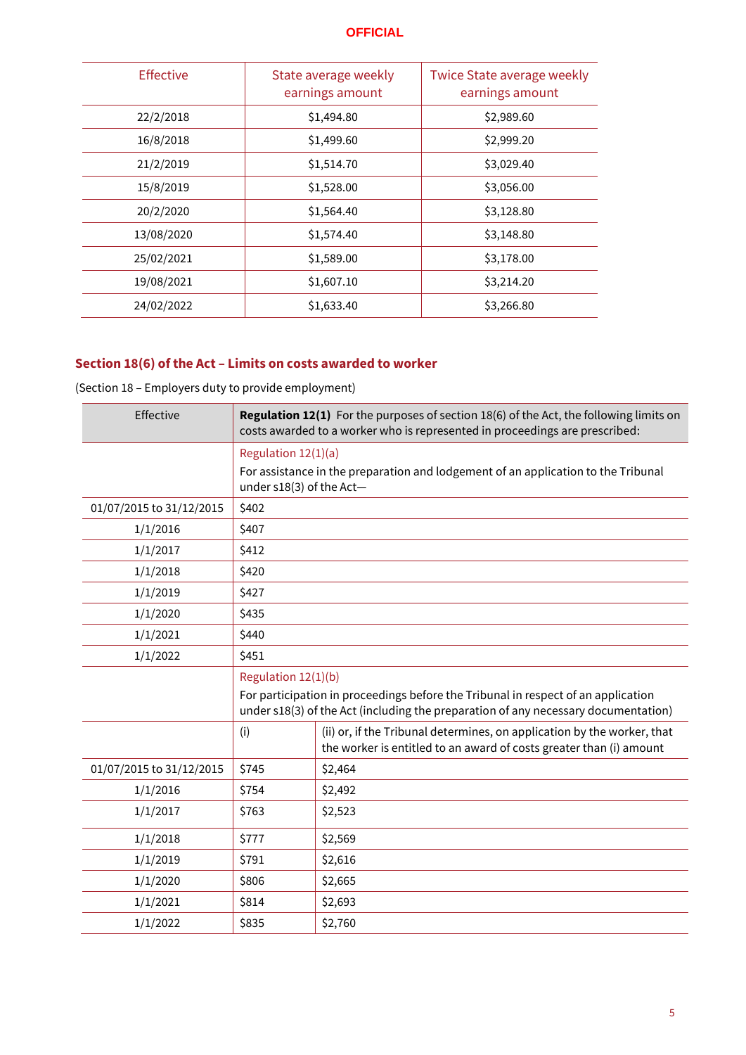| Effective | State average weekly earnings amount | Twice State average weekly earnings amount |
|---|---|---|
| 22/2/2018 | $1,494.80 | $2,989.60 |
| 16/8/2018 | $1,499.60 | $2,999.20 |
| 21/2/2019 | $1,514.70 | $3,029.40 |
| 15/8/2019 | $1,528.00 | $3,056.00 |
| 20/2/2020 | $1,564.40 | $3,128.80 |
| 13/08/2020 | $1,574.40 | $3,148.80 |
| 25/02/2021 | $1,589.00 | $3,178.00 |
| 19/08/2021 | $1,607.10 | $3,214.20 |
| 24/02/2022 | $1,633.40 | $3,266.80 |

## Section 18(6) of the Act – Limits on costs awarded to worker

(Section 18 – Employers duty to provide employment)

| Effective | **Regulation 12(1)** For the purposes of section 18(6) of the Act, the following limits on costs awarded to a worker who is represented in proceedings are prescribed: | |
|---|---|---|
| | Regulation 12(1)(a) For assistance in the preparation and lodgement of an application to the Tribunal under s18(3) of the Act— | |
| 01/07/2015 to 31/12/2015 | $402 | |
| 1/1/2016 | $407 | |
| 1/1/2017 | $412 | |
| 1/1/2018 | $420 | |
| 1/1/2019 | $427 | |
| 1/1/2020 | $435 | |
| 1/1/2021 | $440 | |
| 1/1/2022 | $451 | |
| | Regulation 12(1)(b) For participation in proceedings before the Tribunal in respect of an application under s18(3) of the Act (including the preparation of any necessary documentation) | |
| | (i) | (ii) or, if the Tribunal determines, on application by the worker, that the worker is entitled to an award of costs greater than (i) amount |
| 01/07/2015 to 31/12/2015 | $745 | $2,464 |
| 1/1/2016 | $754 | $2,492 |
| 1/1/2017 | $763 | $2,523 |
| 1/1/2018 | $777 | $2,569 |
| 1/1/2019 | $791 | $2,616 |
| 1/1/2020 | $806 | $2,665 |
| 1/1/2021 | $814 | $2,693 |
| 1/1/2022 | $835 | $2,760 |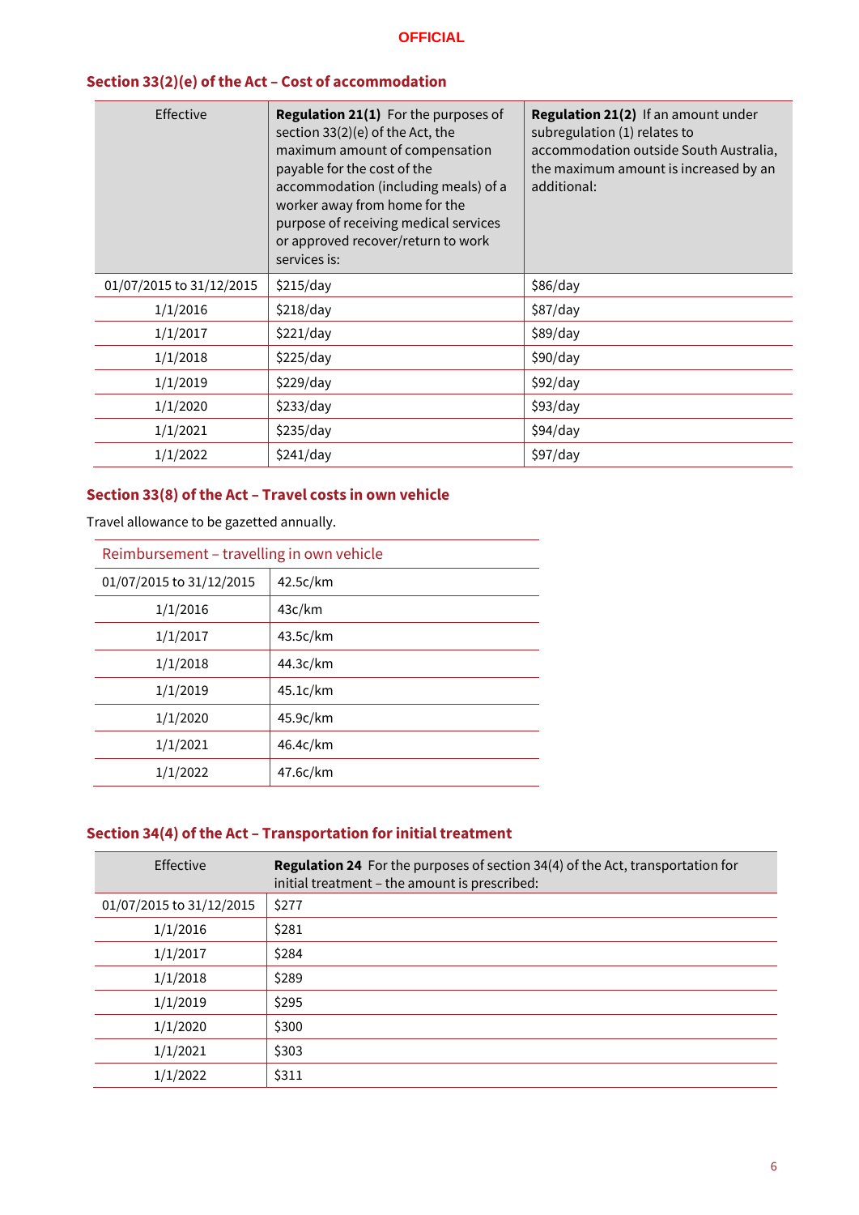### Section 33(2)(e) of the Act – Cost of accommodation

| Effective | **Regulation 21(1)** For the purposes of section 33(2)(e) of the Act, the maximum amount of compensation payable for the cost of the accommodation (including meals) of a worker away from home for the purpose of receiving medical services or approved recover/return to work services is: | **Regulation 21(2)** If an amount under subregulation (1) relates to accommodation outside South Australia, the maximum amount is increased by an additional: |
|---|---|---|
| 01/07/2015 to 31/12/2015 | $215/day | $86/day |
| 1/1/2016 | $218/day | $87/day |
| 1/1/2017 | $221/day | $89/day |
| 1/1/2018 | $225/day | $90/day |
| 1/1/2019 | $229/day | $92/day |
| 1/1/2020 | $233/day | $93/day |
| 1/1/2021 | $235/day | $94/day |
| 1/1/2022 | $241/day | $97/day |

### Section 33(8) of the Act – Travel costs in own vehicle

Travel allowance to be gazetted annually.

| Reimbursement – travelling in own vehicle | |
|---|---|
| 01/07/2015 to 31/12/2015 | 42.5c/km |
| 1/1/2016 | 43c/km |
| 1/1/2017 | 43.5c/km |
| 1/1/2018 | 44.3c/km |
| 1/1/2019 | 45.1c/km |
| 1/1/2020 | 45.9c/km |
| 1/1/2021 | 46.4c/km |
| 1/1/2022 | 47.6c/km |

### Section 34(4) of the Act – Transportation for initial treatment

| Effective | **Regulation 24** For the purposes of section 34(4) of the Act, transportation for initial treatment – the amount is prescribed: |
|---|---|
| 01/07/2015 to 31/12/2015 | $277 |
| 1/1/2016 | $281 |
| 1/1/2017 | $284 |
| 1/1/2018 | $289 |
| 1/1/2019 | $295 |
| 1/1/2020 | $300 |
| 1/1/2021 | $303 |
| 1/1/2022 | $311 |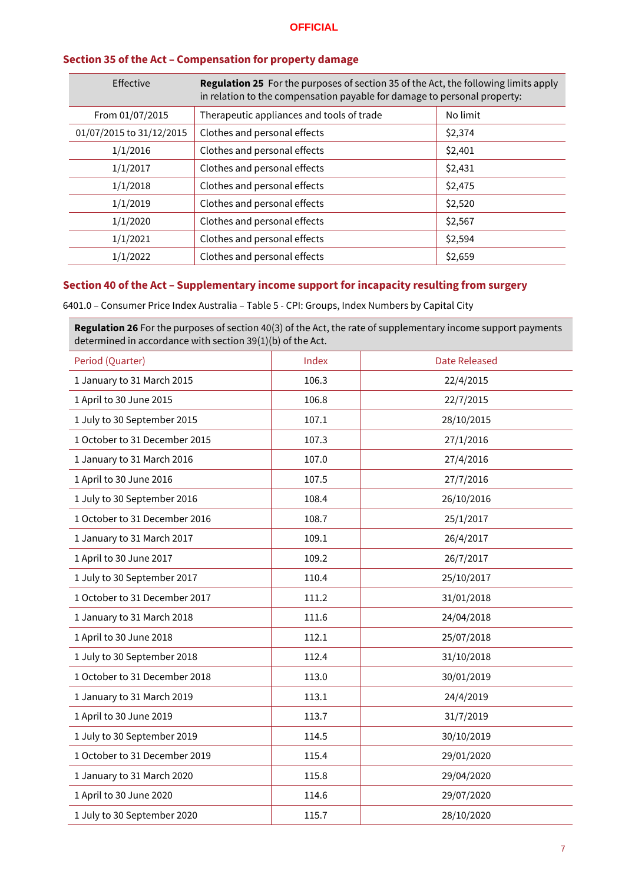## Section 35 of the Act – Compensation for property damage

| Effective | **Regulation 25** For the purposes of section 35 of the Act, the following limits apply in relation to the compensation payable for damage to personal property: | |
|---|---|---|
| From 01/07/2015 | Therapeutic appliances and tools of trade | No limit |
| 01/07/2015 to 31/12/2015 | Clothes and personal effects | $2,374 |
| 1/1/2016 | Clothes and personal effects | $2,401 |
| 1/1/2017 | Clothes and personal effects | $2,431 |
| 1/1/2018 | Clothes and personal effects | $2,475 |
| 1/1/2019 | Clothes and personal effects | $2,520 |
| 1/1/2020 | Clothes and personal effects | $2,567 |
| 1/1/2021 | Clothes and personal effects | $2,594 |
| 1/1/2022 | Clothes and personal effects | $2,659 |

## Section 40 of the Act – Supplementary income support for incapacity resulting from surgery

6401.0 – Consumer Price Index Australia – Table 5 - CPI: Groups, Index Numbers by Capital City

**Regulation 26** For the purposes of section 40(3) of the Act, the rate of supplementary income support payments determined in accordance with section 39(1)(b) of the Act.

| Period (Quarter) | Index | Date Released |
|---|---|---|
| 1 January to 31 March 2015 | 106.3 | 22/4/2015 |
| 1 April to 30 June 2015 | 106.8 | 22/7/2015 |
| 1 July to 30 September 2015 | 107.1 | 28/10/2015 |
| 1 October to 31 December 2015 | 107.3 | 27/1/2016 |
| 1 January to 31 March 2016 | 107.0 | 27/4/2016 |
| 1 April to 30 June 2016 | 107.5 | 27/7/2016 |
| 1 July to 30 September 2016 | 108.4 | 26/10/2016 |
| 1 October to 31 December 2016 | 108.7 | 25/1/2017 |
| 1 January to 31 March 2017 | 109.1 | 26/4/2017 |
| 1 April to 30 June 2017 | 109.2 | 26/7/2017 |
| 1 July to 30 September 2017 | 110.4 | 25/10/2017 |
| 1 October to 31 December 2017 | 111.2 | 31/01/2018 |
| 1 January to 31 March 2018 | 111.6 | 24/04/2018 |
| 1 April to 30 June 2018 | 112.1 | 25/07/2018 |
| 1 July to 30 September 2018 | 112.4 | 31/10/2018 |
| 1 October to 31 December 2018 | 113.0 | 30/01/2019 |
| 1 January to 31 March 2019 | 113.1 | 24/4/2019 |
| 1 April to 30 June 2019 | 113.7 | 31/7/2019 |
| 1 July to 30 September 2019 | 114.5 | 30/10/2019 |
| 1 October to 31 December 2019 | 115.4 | 29/01/2020 |
| 1 January to 31 March 2020 | 115.8 | 29/04/2020 |
| 1 April to 30 June 2020 | 114.6 | 29/07/2020 |
| 1 July to 30 September 2020 | 115.7 | 28/10/2020 |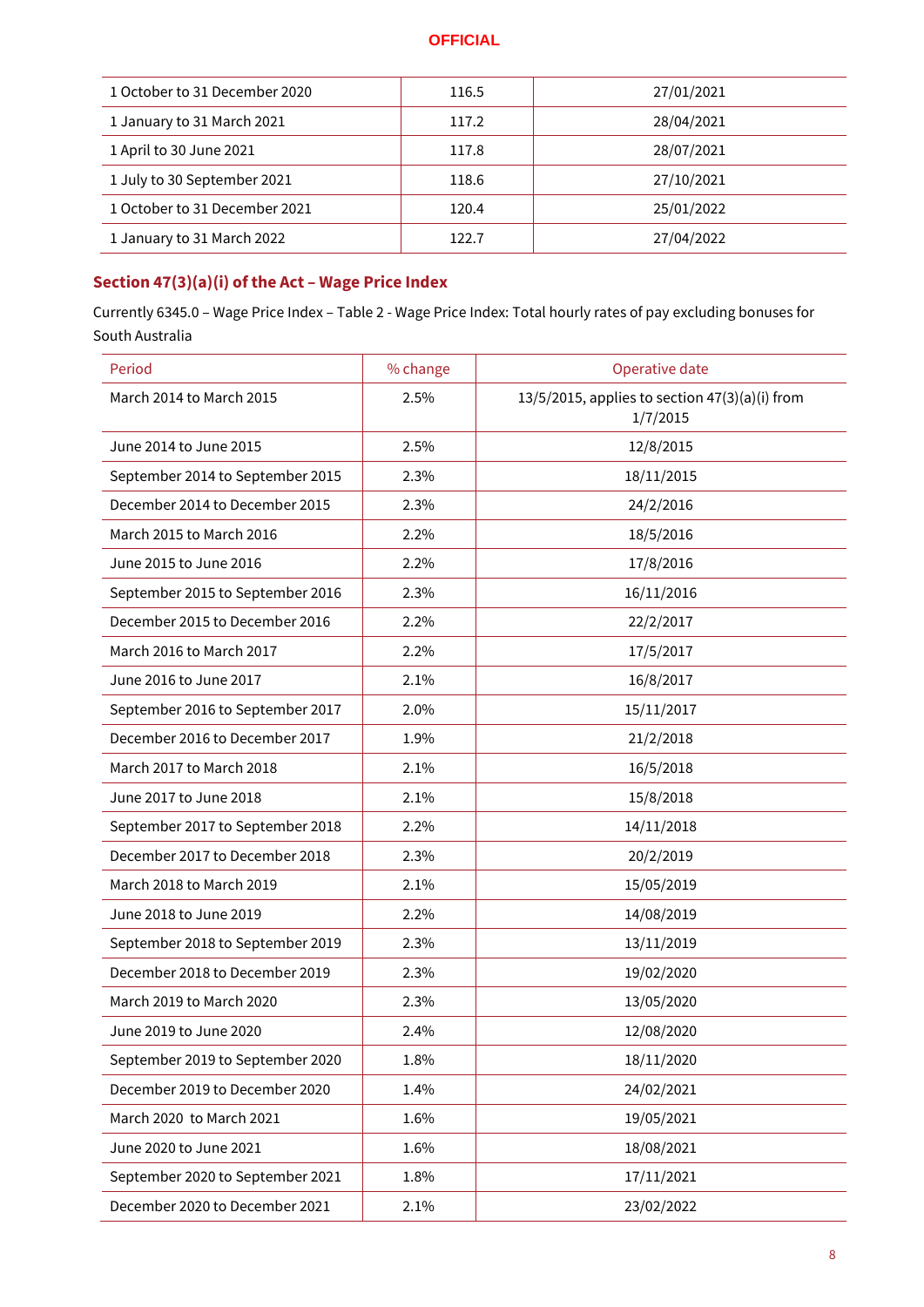| | | |
|---|---|---|
| 1 October to 31 December 2020 | 116.5 | 27/01/2021 |
| 1 January to 31 March 2021 | 117.2 | 28/04/2021 |
| 1 April to 30 June 2021 | 117.8 | 28/07/2021 |
| 1 July to 30 September 2021 | 118.6 | 27/10/2021 |
| 1 October to 31 December 2021 | 120.4 | 25/01/2022 |
| 1 January to 31 March 2022 | 122.7 | 27/04/2022 |

## Section 47(3)(a)(i) of the Act – Wage Price Index

Currently 6345.0 – Wage Price Index – Table 2 - Wage Price Index: Total hourly rates of pay excluding bonuses for South Australia

| Period | % change | Operative date |
|---|---|---|
| March 2014 to March 2015 | 2.5% | 13/5/2015, applies to section 47(3)(a)(i) from 1/7/2015 |
| June 2014 to June 2015 | 2.5% | 12/8/2015 |
| September 2014 to September 2015 | 2.3% | 18/11/2015 |
| December 2014 to December 2015 | 2.3% | 24/2/2016 |
| March 2015 to March 2016 | 2.2% | 18/5/2016 |
| June 2015 to June 2016 | 2.2% | 17/8/2016 |
| September 2015 to September 2016 | 2.3% | 16/11/2016 |
| December 2015 to December 2016 | 2.2% | 22/2/2017 |
| March 2016 to March 2017 | 2.2% | 17/5/2017 |
| June 2016 to June 2017 | 2.1% | 16/8/2017 |
| September 2016 to September 2017 | 2.0% | 15/11/2017 |
| December 2016 to December 2017 | 1.9% | 21/2/2018 |
| March 2017 to March 2018 | 2.1% | 16/5/2018 |
| June 2017 to June 2018 | 2.1% | 15/8/2018 |
| September 2017 to September 2018 | 2.2% | 14/11/2018 |
| December 2017 to December 2018 | 2.3% | 20/2/2019 |
| March 2018 to March 2019 | 2.1% | 15/05/2019 |
| June 2018 to June 2019 | 2.2% | 14/08/2019 |
| September 2018 to September 2019 | 2.3% | 13/11/2019 |
| December 2018 to December 2019 | 2.3% | 19/02/2020 |
| March 2019 to March 2020 | 2.3% | 13/05/2020 |
| June 2019 to June 2020 | 2.4% | 12/08/2020 |
| September 2019 to September 2020 | 1.8% | 18/11/2020 |
| December 2019 to December 2020 | 1.4% | 24/02/2021 |
| March 2020 to March 2021 | 1.6% | 19/05/2021 |
| June 2020 to June 2021 | 1.6% | 18/08/2021 |
| September 2020 to September 2021 | 1.8% | 17/11/2021 |
| December 2020 to December 2021 | 2.1% | 23/02/2022 |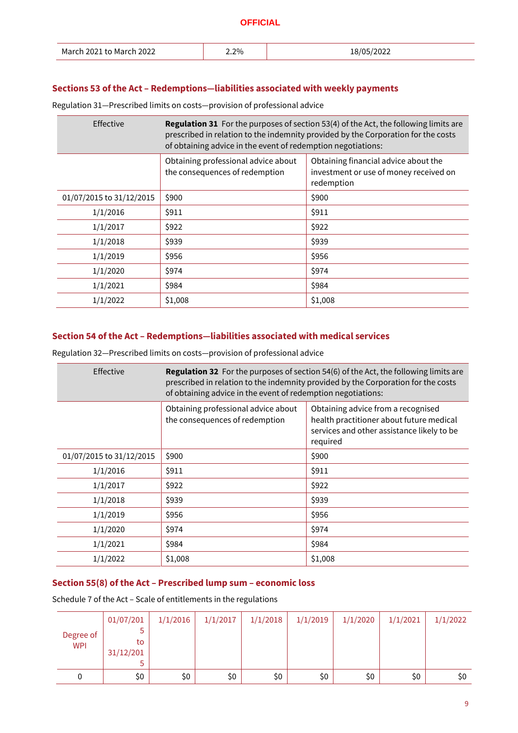| March 2021 to March 2022 | 2.2% | 18/05/2022 |
|---|---|---|

## Sections 53 of the Act – Redemptions—liabilities associated with weekly payments

Regulation 31—Prescribed limits on costs—provision of professional advice

| Effective | **Regulation 31** For the purposes of section 53(4) of the Act, the following limits are prescribed in relation to the indemnity provided by the Corporation for the costs of obtaining advice in the event of redemption negotiations: | |
|---|---|---|
| | Obtaining professional advice about the consequences of redemption | Obtaining financial advice about the investment or use of money received on redemption |
| 01/07/2015 to 31/12/2015 | $900 | $900 |
| 1/1/2016 | $911 | $911 |
| 1/1/2017 | $922 | $922 |
| 1/1/2018 | $939 | $939 |
| 1/1/2019 | $956 | $956 |
| 1/1/2020 | $974 | $974 |
| 1/1/2021 | $984 | $984 |
| 1/1/2022 | $1,008 | $1,008 |

## Section 54 of the Act – Redemptions—liabilities associated with medical services

Regulation 32—Prescribed limits on costs—provision of professional advice

| Effective | **Regulation 32** For the purposes of section 54(6) of the Act, the following limits are prescribed in relation to the indemnity provided by the Corporation for the costs of obtaining advice in the event of redemption negotiations: | |
|---|---|---|
| | Obtaining professional advice about the consequences of redemption | Obtaining advice from a recognised health practitioner about future medical services and other assistance likely to be required |
| 01/07/2015 to 31/12/2015 | $900 | $900 |
| 1/1/2016 | $911 | $911 |
| 1/1/2017 | $922 | $922 |
| 1/1/2018 | $939 | $939 |
| 1/1/2019 | $956 | $956 |
| 1/1/2020 | $974 | $974 |
| 1/1/2021 | $984 | $984 |
| 1/1/2022 | $1,008 | $1,008 |

## Section 55(8) of the Act – Prescribed lump sum – economic loss

Schedule 7 of the Act – Scale of entitlements in the regulations

| Degree of WPI | 01/07/2015 to 31/12/2015 | 1/1/2016 | 1/1/2017 | 1/1/2018 | 1/1/2019 | 1/1/2020 | 1/1/2021 | 1/1/2022 |
|---|---|---|---|---|---|---|---|---|
| 0 | $0 | $0 | $0 | $0 | $0 | $0 | $0 | $0 |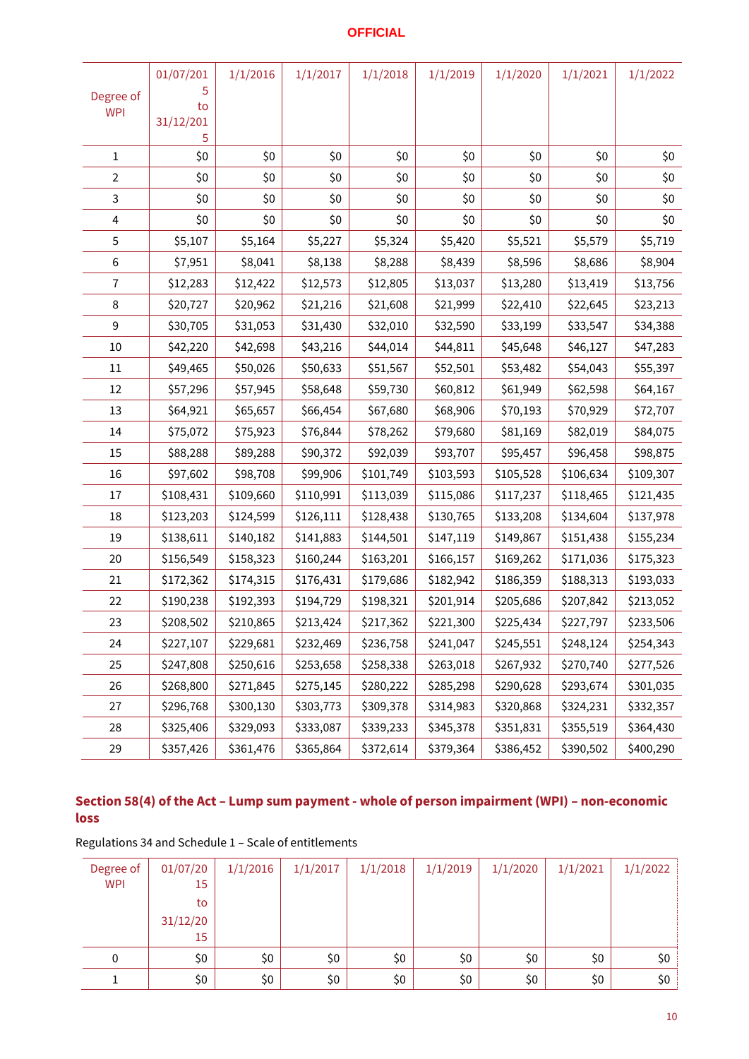| Degree of WPI | 01/07/2015 to 31/12/2015 | 1/1/2016 | 1/1/2017 | 1/1/2018 | 1/1/2019 | 1/1/2020 | 1/1/2021 | 1/1/2022 |
|---|---|---|---|---|---|---|---|---|
| 1 | $0 | $0 | $0 | $0 | $0 | $0 | $0 | $0 |
| 2 | $0 | $0 | $0 | $0 | $0 | $0 | $0 | $0 |
| 3 | $0 | $0 | $0 | $0 | $0 | $0 | $0 | $0 |
| 4 | $0 | $0 | $0 | $0 | $0 | $0 | $0 | $0 |
| 5 | $5,107 | $5,164 | $5,227 | $5,324 | $5,420 | $5,521 | $5,579 | $5,719 |
| 6 | $7,951 | $8,041 | $8,138 | $8,288 | $8,439 | $8,596 | $8,686 | $8,904 |
| 7 | $12,283 | $12,422 | $12,573 | $12,805 | $13,037 | $13,280 | $13,419 | $13,756 |
| 8 | $20,727 | $20,962 | $21,216 | $21,608 | $21,999 | $22,410 | $22,645 | $23,213 |
| 9 | $30,705 | $31,053 | $31,430 | $32,010 | $32,590 | $33,199 | $33,547 | $34,388 |
| 10 | $42,220 | $42,698 | $43,216 | $44,014 | $44,811 | $45,648 | $46,127 | $47,283 |
| 11 | $49,465 | $50,026 | $50,633 | $51,567 | $52,501 | $53,482 | $54,043 | $55,397 |
| 12 | $57,296 | $57,945 | $58,648 | $59,730 | $60,812 | $61,949 | $62,598 | $64,167 |
| 13 | $64,921 | $65,657 | $66,454 | $67,680 | $68,906 | $70,193 | $70,929 | $72,707 |
| 14 | $75,072 | $75,923 | $76,844 | $78,262 | $79,680 | $81,169 | $82,019 | $84,075 |
| 15 | $88,288 | $89,288 | $90,372 | $92,039 | $93,707 | $95,457 | $96,458 | $98,875 |
| 16 | $97,602 | $98,708 | $99,906 | $101,749 | $103,593 | $105,528 | $106,634 | $109,307 |
| 17 | $108,431 | $109,660 | $110,991 | $113,039 | $115,086 | $117,237 | $118,465 | $121,435 |
| 18 | $123,203 | $124,599 | $126,111 | $128,438 | $130,765 | $133,208 | $134,604 | $137,978 |
| 19 | $138,611 | $140,182 | $141,883 | $144,501 | $147,119 | $149,867 | $151,438 | $155,234 |
| 20 | $156,549 | $158,323 | $160,244 | $163,201 | $166,157 | $169,262 | $171,036 | $175,323 |
| 21 | $172,362 | $174,315 | $176,431 | $179,686 | $182,942 | $186,359 | $188,313 | $193,033 |
| 22 | $190,238 | $192,393 | $194,729 | $198,321 | $201,914 | $205,686 | $207,842 | $213,052 |
| 23 | $208,502 | $210,865 | $213,424 | $217,362 | $221,300 | $225,434 | $227,797 | $233,506 |
| 24 | $227,107 | $229,681 | $232,469 | $236,758 | $241,047 | $245,551 | $248,124 | $254,343 |
| 25 | $247,808 | $250,616 | $253,658 | $258,338 | $263,018 | $267,932 | $270,740 | $277,526 |
| 26 | $268,800 | $271,845 | $275,145 | $280,222 | $285,298 | $290,628 | $293,674 | $301,035 |
| 27 | $296,768 | $300,130 | $303,773 | $309,378 | $314,983 | $320,868 | $324,231 | $332,357 |
| 28 | $325,406 | $329,093 | $333,087 | $339,233 | $345,378 | $351,831 | $355,519 | $364,430 |
| 29 | $357,426 | $361,476 | $365,864 | $372,614 | $379,364 | $386,452 | $390,502 | $400,290 |

## Section 58(4) of the Act – Lump sum payment - whole of person impairment (WPI) – non-economic loss

Regulations 34 and Schedule 1 – Scale of entitlements

| Degree of WPI | 01/07/2015 to 31/12/2015 | 1/1/2016 | 1/1/2017 | 1/1/2018 | 1/1/2019 | 1/1/2020 | 1/1/2021 | 1/1/2022 |
|---|---|---|---|---|---|---|---|---|
| 0 | $0 | $0 | $0 | $0 | $0 | $0 | $0 | $0 |
| 1 | $0 | $0 | $0 | $0 | $0 | $0 | $0 | $0 |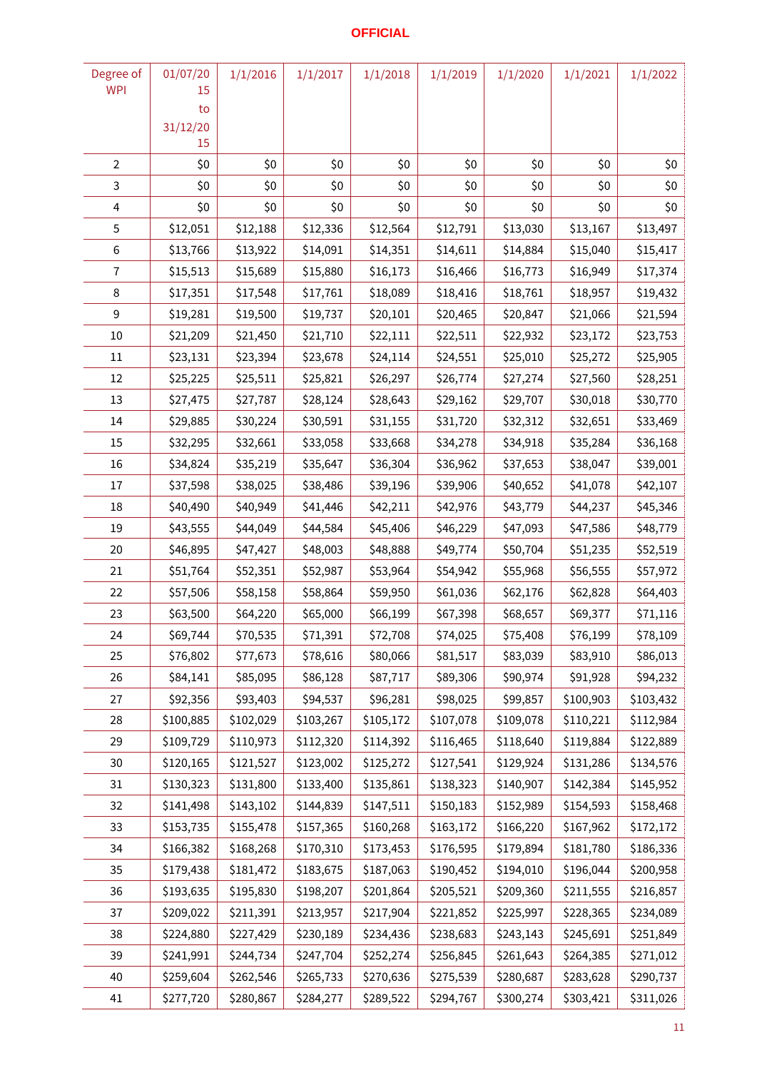**OFFICIAL**

| Degree of WPI | 01/07/2015 to 31/12/2015 | 1/1/2016 | 1/1/2017 | 1/1/2018 | 1/1/2019 | 1/1/2020 | 1/1/2021 | 1/1/2022 |
|---|---|---|---|---|---|---|---|---|
| 2 | $0 | $0 | $0 | $0 | $0 | $0 | $0 | $0 |
| 3 | $0 | $0 | $0 | $0 | $0 | $0 | $0 | $0 |
| 4 | $0 | $0 | $0 | $0 | $0 | $0 | $0 | $0 |
| 5 | $12,051 | $12,188 | $12,336 | $12,564 | $12,791 | $13,030 | $13,167 | $13,497 |
| 6 | $13,766 | $13,922 | $14,091 | $14,351 | $14,611 | $14,884 | $15,040 | $15,417 |
| 7 | $15,513 | $15,689 | $15,880 | $16,173 | $16,466 | $16,773 | $16,949 | $17,374 |
| 8 | $17,351 | $17,548 | $17,761 | $18,089 | $18,416 | $18,761 | $18,957 | $19,432 |
| 9 | $19,281 | $19,500 | $19,737 | $20,101 | $20,465 | $20,847 | $21,066 | $21,594 |
| 10 | $21,209 | $21,450 | $21,710 | $22,111 | $22,511 | $22,932 | $23,172 | $23,753 |
| 11 | $23,131 | $23,394 | $23,678 | $24,114 | $24,551 | $25,010 | $25,272 | $25,905 |
| 12 | $25,225 | $25,511 | $25,821 | $26,297 | $26,774 | $27,274 | $27,560 | $28,251 |
| 13 | $27,475 | $27,787 | $28,124 | $28,643 | $29,162 | $29,707 | $30,018 | $30,770 |
| 14 | $29,885 | $30,224 | $30,591 | $31,155 | $31,720 | $32,312 | $32,651 | $33,469 |
| 15 | $32,295 | $32,661 | $33,058 | $33,668 | $34,278 | $34,918 | $35,284 | $36,168 |
| 16 | $34,824 | $35,219 | $35,647 | $36,304 | $36,962 | $37,653 | $38,047 | $39,001 |
| 17 | $37,598 | $38,025 | $38,486 | $39,196 | $39,906 | $40,652 | $41,078 | $42,107 |
| 18 | $40,490 | $40,949 | $41,446 | $42,211 | $42,976 | $43,779 | $44,237 | $45,346 |
| 19 | $43,555 | $44,049 | $44,584 | $45,406 | $46,229 | $47,093 | $47,586 | $48,779 |
| 20 | $46,895 | $47,427 | $48,003 | $48,888 | $49,774 | $50,704 | $51,235 | $52,519 |
| 21 | $51,764 | $52,351 | $52,987 | $53,964 | $54,942 | $55,968 | $56,555 | $57,972 |
| 22 | $57,506 | $58,158 | $58,864 | $59,950 | $61,036 | $62,176 | $62,828 | $64,403 |
| 23 | $63,500 | $64,220 | $65,000 | $66,199 | $67,398 | $68,657 | $69,377 | $71,116 |
| 24 | $69,744 | $70,535 | $71,391 | $72,708 | $74,025 | $75,408 | $76,199 | $78,109 |
| 25 | $76,802 | $77,673 | $78,616 | $80,066 | $81,517 | $83,039 | $83,910 | $86,013 |
| 26 | $84,141 | $85,095 | $86,128 | $87,717 | $89,306 | $90,974 | $91,928 | $94,232 |
| 27 | $92,356 | $93,403 | $94,537 | $96,281 | $98,025 | $99,857 | $100,903 | $103,432 |
| 28 | $100,885 | $102,029 | $103,267 | $105,172 | $107,078 | $109,078 | $110,221 | $112,984 |
| 29 | $109,729 | $110,973 | $112,320 | $114,392 | $116,465 | $118,640 | $119,884 | $122,889 |
| 30 | $120,165 | $121,527 | $123,002 | $125,272 | $127,541 | $129,924 | $131,286 | $134,576 |
| 31 | $130,323 | $131,800 | $133,400 | $135,861 | $138,323 | $140,907 | $142,384 | $145,952 |
| 32 | $141,498 | $143,102 | $144,839 | $147,511 | $150,183 | $152,989 | $154,593 | $158,468 |
| 33 | $153,735 | $155,478 | $157,365 | $160,268 | $163,172 | $166,220 | $167,962 | $172,172 |
| 34 | $166,382 | $168,268 | $170,310 | $173,453 | $176,595 | $179,894 | $181,780 | $186,336 |
| 35 | $179,438 | $181,472 | $183,675 | $187,063 | $190,452 | $194,010 | $196,044 | $200,958 |
| 36 | $193,635 | $195,830 | $198,207 | $201,864 | $205,521 | $209,360 | $211,555 | $216,857 |
| 37 | $209,022 | $211,391 | $213,957 | $217,904 | $221,852 | $225,997 | $228,365 | $234,089 |
| 38 | $224,880 | $227,429 | $230,189 | $234,436 | $238,683 | $243,143 | $245,691 | $251,849 |
| 39 | $241,991 | $244,734 | $247,704 | $252,274 | $256,845 | $261,643 | $264,385 | $271,012 |
| 40 | $259,604 | $262,546 | $265,733 | $270,636 | $275,539 | $280,687 | $283,628 | $290,737 |
| 41 | $277,720 | $280,867 | $284,277 | $289,522 | $294,767 | $300,274 | $303,421 | $311,026 |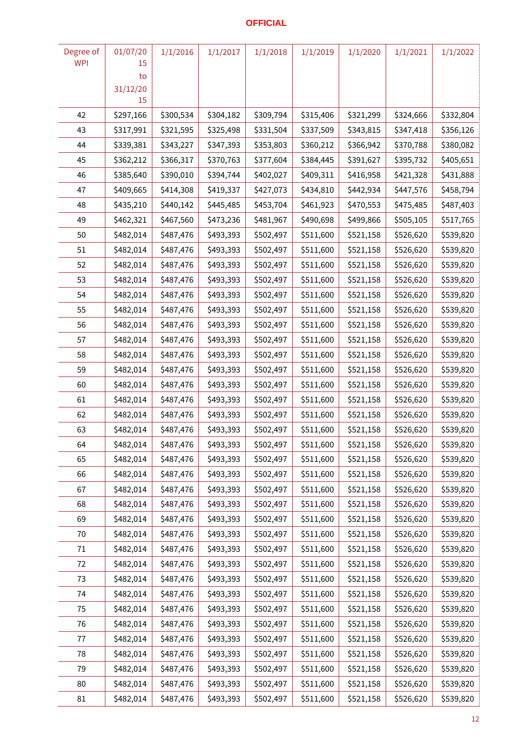OFFICIAL

| Degree of WPI | 01/07/2015 to 31/12/2015 | 1/1/2016 | 1/1/2017 | 1/1/2018 | 1/1/2019 | 1/1/2020 | 1/1/2021 | 1/1/2022 |
|---|---|---|---|---|---|---|---|---|
| 42 | $297,166 | $300,534 | $304,182 | $309,794 | $315,406 | $321,299 | $324,666 | $332,804 |
| 43 | $317,991 | $321,595 | $325,498 | $331,504 | $337,509 | $343,815 | $347,418 | $356,126 |
| 44 | $339,381 | $343,227 | $347,393 | $353,803 | $360,212 | $366,942 | $370,788 | $380,082 |
| 45 | $362,212 | $366,317 | $370,763 | $377,604 | $384,445 | $391,627 | $395,732 | $405,651 |
| 46 | $385,640 | $390,010 | $394,744 | $402,027 | $409,311 | $416,958 | $421,328 | $431,888 |
| 47 | $409,665 | $414,308 | $419,337 | $427,073 | $434,810 | $442,934 | $447,576 | $458,794 |
| 48 | $435,210 | $440,142 | $445,485 | $453,704 | $461,923 | $470,553 | $475,485 | $487,403 |
| 49 | $462,321 | $467,560 | $473,236 | $481,967 | $490,698 | $499,866 | $505,105 | $517,765 |
| 50 | $482,014 | $487,476 | $493,393 | $502,497 | $511,600 | $521,158 | $526,620 | $539,820 |
| 51 | $482,014 | $487,476 | $493,393 | $502,497 | $511,600 | $521,158 | $526,620 | $539,820 |
| 52 | $482,014 | $487,476 | $493,393 | $502,497 | $511,600 | $521,158 | $526,620 | $539,820 |
| 53 | $482,014 | $487,476 | $493,393 | $502,497 | $511,600 | $521,158 | $526,620 | $539,820 |
| 54 | $482,014 | $487,476 | $493,393 | $502,497 | $511,600 | $521,158 | $526,620 | $539,820 |
| 55 | $482,014 | $487,476 | $493,393 | $502,497 | $511,600 | $521,158 | $526,620 | $539,820 |
| 56 | $482,014 | $487,476 | $493,393 | $502,497 | $511,600 | $521,158 | $526,620 | $539,820 |
| 57 | $482,014 | $487,476 | $493,393 | $502,497 | $511,600 | $521,158 | $526,620 | $539,820 |
| 58 | $482,014 | $487,476 | $493,393 | $502,497 | $511,600 | $521,158 | $526,620 | $539,820 |
| 59 | $482,014 | $487,476 | $493,393 | $502,497 | $511,600 | $521,158 | $526,620 | $539,820 |
| 60 | $482,014 | $487,476 | $493,393 | $502,497 | $511,600 | $521,158 | $526,620 | $539,820 |
| 61 | $482,014 | $487,476 | $493,393 | $502,497 | $511,600 | $521,158 | $526,620 | $539,820 |
| 62 | $482,014 | $487,476 | $493,393 | $502,497 | $511,600 | $521,158 | $526,620 | $539,820 |
| 63 | $482,014 | $487,476 | $493,393 | $502,497 | $511,600 | $521,158 | $526,620 | $539,820 |
| 64 | $482,014 | $487,476 | $493,393 | $502,497 | $511,600 | $521,158 | $526,620 | $539,820 |
| 65 | $482,014 | $487,476 | $493,393 | $502,497 | $511,600 | $521,158 | $526,620 | $539,820 |
| 66 | $482,014 | $487,476 | $493,393 | $502,497 | $511,600 | $521,158 | $526,620 | $539,820 |
| 67 | $482,014 | $487,476 | $493,393 | $502,497 | $511,600 | $521,158 | $526,620 | $539,820 |
| 68 | $482,014 | $487,476 | $493,393 | $502,497 | $511,600 | $521,158 | $526,620 | $539,820 |
| 69 | $482,014 | $487,476 | $493,393 | $502,497 | $511,600 | $521,158 | $526,620 | $539,820 |
| 70 | $482,014 | $487,476 | $493,393 | $502,497 | $511,600 | $521,158 | $526,620 | $539,820 |
| 71 | $482,014 | $487,476 | $493,393 | $502,497 | $511,600 | $521,158 | $526,620 | $539,820 |
| 72 | $482,014 | $487,476 | $493,393 | $502,497 | $511,600 | $521,158 | $526,620 | $539,820 |
| 73 | $482,014 | $487,476 | $493,393 | $502,497 | $511,600 | $521,158 | $526,620 | $539,820 |
| 74 | $482,014 | $487,476 | $493,393 | $502,497 | $511,600 | $521,158 | $526,620 | $539,820 |
| 75 | $482,014 | $487,476 | $493,393 | $502,497 | $511,600 | $521,158 | $526,620 | $539,820 |
| 76 | $482,014 | $487,476 | $493,393 | $502,497 | $511,600 | $521,158 | $526,620 | $539,820 |
| 77 | $482,014 | $487,476 | $493,393 | $502,497 | $511,600 | $521,158 | $526,620 | $539,820 |
| 78 | $482,014 | $487,476 | $493,393 | $502,497 | $511,600 | $521,158 | $526,620 | $539,820 |
| 79 | $482,014 | $487,476 | $493,393 | $502,497 | $511,600 | $521,158 | $526,620 | $539,820 |
| 80 | $482,014 | $487,476 | $493,393 | $502,497 | $511,600 | $521,158 | $526,620 | $539,820 |
| 81 | $482,014 | $487,476 | $493,393 | $502,497 | $511,600 | $521,158 | $526,620 | $539,820 |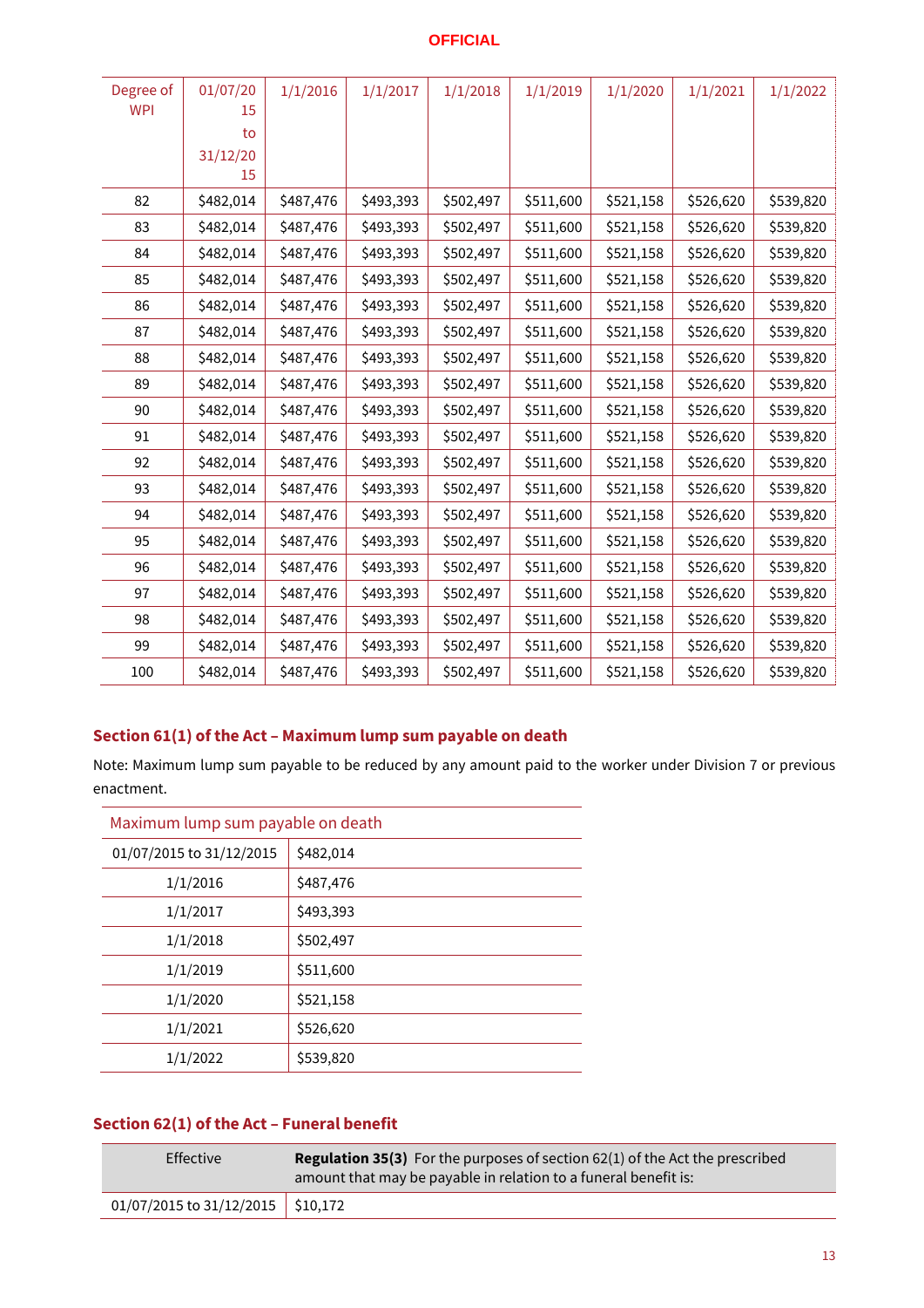| Degree of WPI | 01/07/2015 to 31/12/2015 | 1/1/2016 | 1/1/2017 | 1/1/2018 | 1/1/2019 | 1/1/2020 | 1/1/2021 | 1/1/2022 |
|---|---|---|---|---|---|---|---|---|
| 82 | $482,014 | $487,476 | $493,393 | $502,497 | $511,600 | $521,158 | $526,620 | $539,820 |
| 83 | $482,014 | $487,476 | $493,393 | $502,497 | $511,600 | $521,158 | $526,620 | $539,820 |
| 84 | $482,014 | $487,476 | $493,393 | $502,497 | $511,600 | $521,158 | $526,620 | $539,820 |
| 85 | $482,014 | $487,476 | $493,393 | $502,497 | $511,600 | $521,158 | $526,620 | $539,820 |
| 86 | $482,014 | $487,476 | $493,393 | $502,497 | $511,600 | $521,158 | $526,620 | $539,820 |
| 87 | $482,014 | $487,476 | $493,393 | $502,497 | $511,600 | $521,158 | $526,620 | $539,820 |
| 88 | $482,014 | $487,476 | $493,393 | $502,497 | $511,600 | $521,158 | $526,620 | $539,820 |
| 89 | $482,014 | $487,476 | $493,393 | $502,497 | $511,600 | $521,158 | $526,620 | $539,820 |
| 90 | $482,014 | $487,476 | $493,393 | $502,497 | $511,600 | $521,158 | $526,620 | $539,820 |
| 91 | $482,014 | $487,476 | $493,393 | $502,497 | $511,600 | $521,158 | $526,620 | $539,820 |
| 92 | $482,014 | $487,476 | $493,393 | $502,497 | $511,600 | $521,158 | $526,620 | $539,820 |
| 93 | $482,014 | $487,476 | $493,393 | $502,497 | $511,600 | $521,158 | $526,620 | $539,820 |
| 94 | $482,014 | $487,476 | $493,393 | $502,497 | $511,600 | $521,158 | $526,620 | $539,820 |
| 95 | $482,014 | $487,476 | $493,393 | $502,497 | $511,600 | $521,158 | $526,620 | $539,820 |
| 96 | $482,014 | $487,476 | $493,393 | $502,497 | $511,600 | $521,158 | $526,620 | $539,820 |
| 97 | $482,014 | $487,476 | $493,393 | $502,497 | $511,600 | $521,158 | $526,620 | $539,820 |
| 98 | $482,014 | $487,476 | $493,393 | $502,497 | $511,600 | $521,158 | $526,620 | $539,820 |
| 99 | $482,014 | $487,476 | $493,393 | $502,497 | $511,600 | $521,158 | $526,620 | $539,820 |
| 100 | $482,014 | $487,476 | $493,393 | $502,497 | $511,600 | $521,158 | $526,620 | $539,820 |

## Section 61(1) of the Act – Maximum lump sum payable on death

Note: Maximum lump sum payable to be reduced by any amount paid to the worker under Division 7 or previous enactment.

| Maximum lump sum payable on death | |
|---|---|
| 01/07/2015 to 31/12/2015 | $482,014 |
| 1/1/2016 | $487,476 |
| 1/1/2017 | $493,393 |
| 1/1/2018 | $502,497 |
| 1/1/2019 | $511,600 |
| 1/1/2020 | $521,158 |
| 1/1/2021 | $526,620 |
| 1/1/2022 | $539,820 |

## Section 62(1) of the Act – Funeral benefit

| Effective | **Regulation 35(3)** For the purposes of section 62(1) of the Act the prescribed amount that may be payable in relation to a funeral benefit is: |
|---|---|
| 01/07/2015 to 31/12/2015 | $10,172 |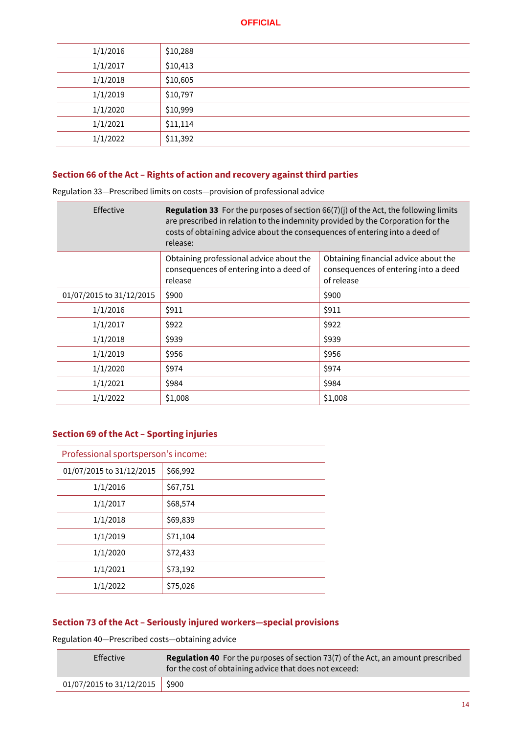| | |
|---|---|
| 1/1/2016 | $10,288 |
| 1/1/2017 | $10,413 |
| 1/1/2018 | $10,605 |
| 1/1/2019 | $10,797 |
| 1/1/2020 | $10,999 |
| 1/1/2021 | $11,114 |
| 1/1/2022 | $11,392 |

## Section 66 of the Act – Rights of action and recovery against third parties

Regulation 33—Prescribed limits on costs—provision of professional advice

| Effective | **Regulation 33** For the purposes of section 66(7)(j) of the Act, the following limits are prescribed in relation to the indemnity provided by the Corporation for the costs of obtaining advice about the consequences of entering into a deed of release: | |
|---|---|---|
| | Obtaining professional advice about the consequences of entering into a deed of release | Obtaining financial advice about the consequences of entering into a deed of release |
| 01/07/2015 to 31/12/2015 | $900 | $900 |
| 1/1/2016 | $911 | $911 |
| 1/1/2017 | $922 | $922 |
| 1/1/2018 | $939 | $939 |
| 1/1/2019 | $956 | $956 |
| 1/1/2020 | $974 | $974 |
| 1/1/2021 | $984 | $984 |
| 1/1/2022 | $1,008 | $1,008 |

## Section 69 of the Act – Sporting injuries

| Professional sportsperson's income: | |
|---|---|
| 01/07/2015 to 31/12/2015 | $66,992 |
| 1/1/2016 | $67,751 |
| 1/1/2017 | $68,574 |
| 1/1/2018 | $69,839 |
| 1/1/2019 | $71,104 |
| 1/1/2020 | $72,433 |
| 1/1/2021 | $73,192 |
| 1/1/2022 | $75,026 |

## Section 73 of the Act – Seriously injured workers—special provisions

Regulation 40—Prescribed costs—obtaining advice

| Effective | **Regulation 40** For the purposes of section 73(7) of the Act, an amount prescribed for the cost of obtaining advice that does not exceed: |
|---|---|
| 01/07/2015 to 31/12/2015 | $900 |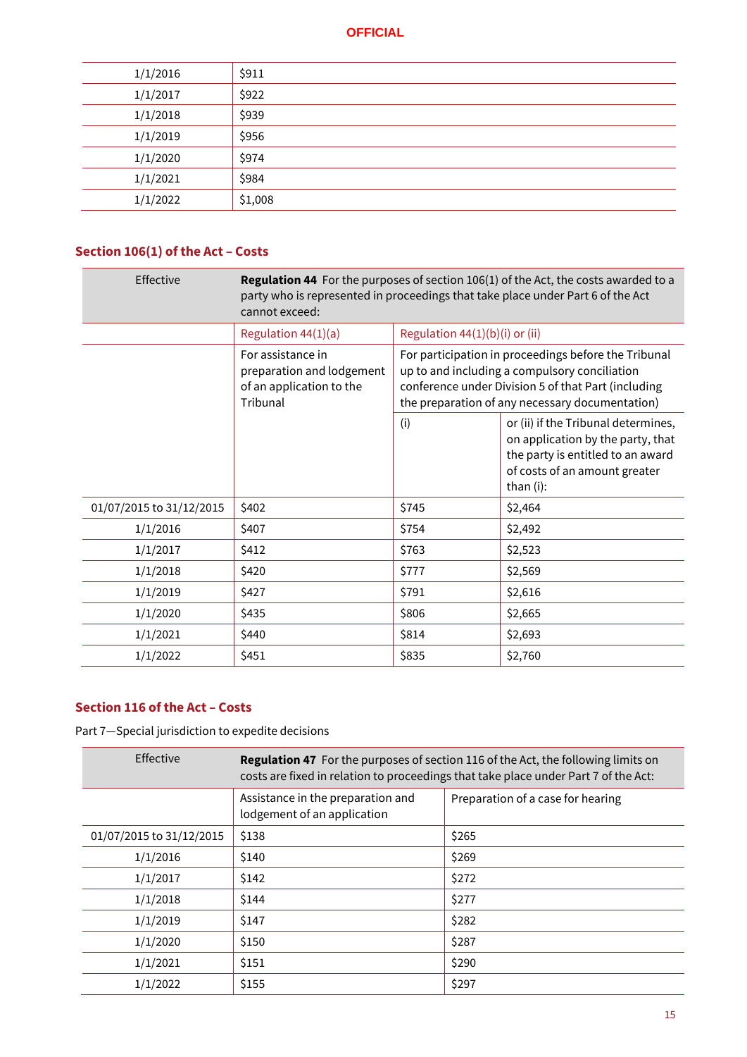| | |
|---|---|
| 1/1/2016 | $911 |
| 1/1/2017 | $922 |
| 1/1/2018 | $939 |
| 1/1/2019 | $956 |
| 1/1/2020 | $974 |
| 1/1/2021 | $984 |
| 1/1/2022 | $1,008 |

## Section 106(1) of the Act – Costs

| Effective | **Regulation 44** For the purposes of section 106(1) of the Act, the costs awarded to a party who is represented in proceedings that take place under Part 6 of the Act cannot exceed: | | |
|---|---|---|---|
| | Regulation 44(1)(a) | Regulation 44(1)(b)(i) or (ii) | |
| | For assistance in preparation and lodgement of an application to the Tribunal | For participation in proceedings before the Tribunal up to and including a compulsory conciliation conference under Division 5 of that Part (including the preparation of any necessary documentation) | |
| | | (i) | or (ii) if the Tribunal determines, on application by the party, that the party is entitled to an award of costs of an amount greater than (i): |
| 01/07/2015 to 31/12/2015 | $402 | $745 | $2,464 |
| 1/1/2016 | $407 | $754 | $2,492 |
| 1/1/2017 | $412 | $763 | $2,523 |
| 1/1/2018 | $420 | $777 | $2,569 |
| 1/1/2019 | $427 | $791 | $2,616 |
| 1/1/2020 | $435 | $806 | $2,665 |
| 1/1/2021 | $440 | $814 | $2,693 |
| 1/1/2022 | $451 | $835 | $2,760 |

## Section 116 of the Act – Costs

Part 7—Special jurisdiction to expedite decisions

| Effective | **Regulation 47** For the purposes of section 116 of the Act, the following limits on costs are fixed in relation to proceedings that take place under Part 7 of the Act: | |
|---|---|---|
| | Assistance in the preparation and lodgement of an application | Preparation of a case for hearing |
| 01/07/2015 to 31/12/2015 | $138 | $265 |
| 1/1/2016 | $140 | $269 |
| 1/1/2017 | $142 | $272 |
| 1/1/2018 | $144 | $277 |
| 1/1/2019 | $147 | $282 |
| 1/1/2020 | $150 | $287 |
| 1/1/2021 | $151 | $290 |
| 1/1/2022 | $155 | $297 |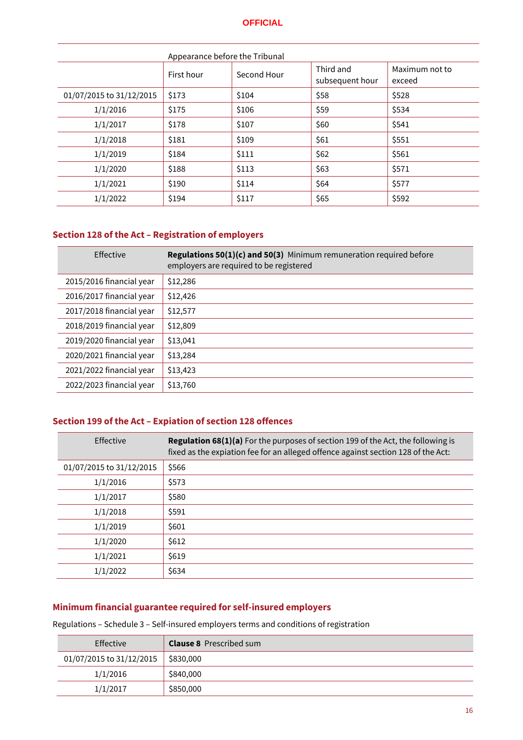| | Appearance before the Tribunal | | | |
|---|---|---|---|---|
| | First hour | Second Hour | Third and subsequent hour | Maximum not to exceed |
| 01/07/2015 to 31/12/2015 | $173 | $104 | $58 | $528 |
| 1/1/2016 | $175 | $106 | $59 | $534 |
| 1/1/2017 | $178 | $107 | $60 | $541 |
| 1/1/2018 | $181 | $109 | $61 | $551 |
| 1/1/2019 | $184 | $111 | $62 | $561 |
| 1/1/2020 | $188 | $113 | $63 | $571 |
| 1/1/2021 | $190 | $114 | $64 | $577 |
| 1/1/2022 | $194 | $117 | $65 | $592 |

## Section 128 of the Act – Registration of employers

| Effective | **Regulations 50(1)(c) and 50(3)** Minimum remuneration required before employers are required to be registered |
|---|---|
| 2015/2016 financial year | $12,286 |
| 2016/2017 financial year | $12,426 |
| 2017/2018 financial year | $12,577 |
| 2018/2019 financial year | $12,809 |
| 2019/2020 financial year | $13,041 |
| 2020/2021 financial year | $13,284 |
| 2021/2022 financial year | $13,423 |
| 2022/2023 financial year | $13,760 |

## Section 199 of the Act – Expiation of section 128 offences

| Effective | **Regulation 68(1)(a)** For the purposes of section 199 of the Act, the following is fixed as the expiation fee for an alleged offence against section 128 of the Act: |
|---|---|
| 01/07/2015 to 31/12/2015 | $566 |
| 1/1/2016 | $573 |
| 1/1/2017 | $580 |
| 1/1/2018 | $591 |
| 1/1/2019 | $601 |
| 1/1/2020 | $612 |
| 1/1/2021 | $619 |
| 1/1/2022 | $634 |

## Minimum financial guarantee required for self-insured employers

Regulations – Schedule 3 – Self-insured employers terms and conditions of registration

| Effective | **Clause 8** Prescribed sum |
|---|---|
| 01/07/2015 to 31/12/2015 | $830,000 |
| 1/1/2016 | $840,000 |
| 1/1/2017 | $850,000 |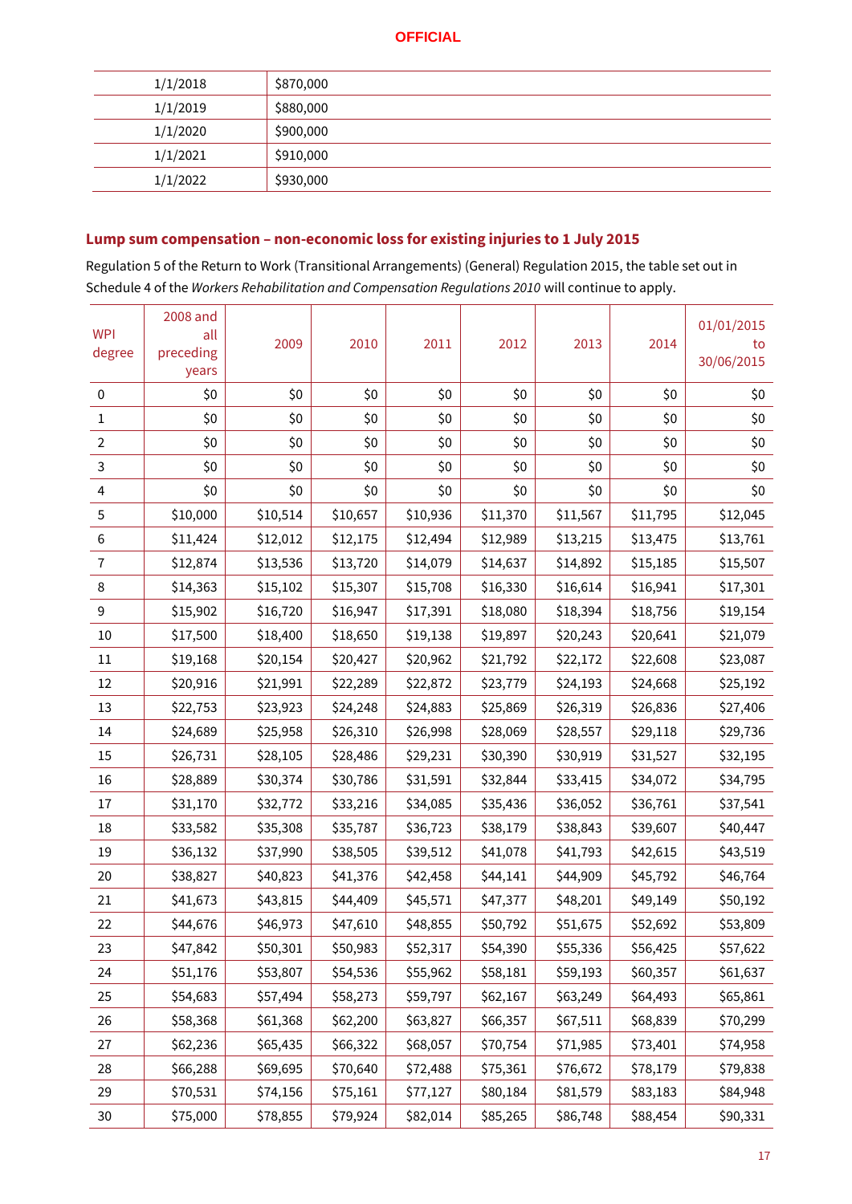| | |
|---|---|
| 1/1/2018 | $870,000 |
| 1/1/2019 | $880,000 |
| 1/1/2020 | $900,000 |
| 1/1/2021 | $910,000 |
| 1/1/2022 | $930,000 |

## Lump sum compensation – non-economic loss for existing injuries to 1 July 2015

Regulation 5 of the Return to Work (Transitional Arrangements) (General) Regulation 2015, the table set out in Schedule 4 of the *Workers Rehabilitation and Compensation Regulations 2010* will continue to apply.

| WPI degree | 2008 and all preceding years | 2009 | 2010 | 2011 | 2012 | 2013 | 2014 | 01/01/2015 to 30/06/2015 |
|---|---|---|---|---|---|---|---|---|
| 0 | $0 | $0 | $0 | $0 | $0 | $0 | $0 | $0 |
| 1 | $0 | $0 | $0 | $0 | $0 | $0 | $0 | $0 |
| 2 | $0 | $0 | $0 | $0 | $0 | $0 | $0 | $0 |
| 3 | $0 | $0 | $0 | $0 | $0 | $0 | $0 | $0 |
| 4 | $0 | $0 | $0 | $0 | $0 | $0 | $0 | $0 |
| 5 | $10,000 | $10,514 | $10,657 | $10,936 | $11,370 | $11,567 | $11,795 | $12,045 |
| 6 | $11,424 | $12,012 | $12,175 | $12,494 | $12,989 | $13,215 | $13,475 | $13,761 |
| 7 | $12,874 | $13,536 | $13,720 | $14,079 | $14,637 | $14,892 | $15,185 | $15,507 |
| 8 | $14,363 | $15,102 | $15,307 | $15,708 | $16,330 | $16,614 | $16,941 | $17,301 |
| 9 | $15,902 | $16,720 | $16,947 | $17,391 | $18,080 | $18,394 | $18,756 | $19,154 |
| 10 | $17,500 | $18,400 | $18,650 | $19,138 | $19,897 | $20,243 | $20,641 | $21,079 |
| 11 | $19,168 | $20,154 | $20,427 | $20,962 | $21,792 | $22,172 | $22,608 | $23,087 |
| 12 | $20,916 | $21,991 | $22,289 | $22,872 | $23,779 | $24,193 | $24,668 | $25,192 |
| 13 | $22,753 | $23,923 | $24,248 | $24,883 | $25,869 | $26,319 | $26,836 | $27,406 |
| 14 | $24,689 | $25,958 | $26,310 | $26,998 | $28,069 | $28,557 | $29,118 | $29,736 |
| 15 | $26,731 | $28,105 | $28,486 | $29,231 | $30,390 | $30,919 | $31,527 | $32,195 |
| 16 | $28,889 | $30,374 | $30,786 | $31,591 | $32,844 | $33,415 | $34,072 | $34,795 |
| 17 | $31,170 | $32,772 | $33,216 | $34,085 | $35,436 | $36,052 | $36,761 | $37,541 |
| 18 | $33,582 | $35,308 | $35,787 | $36,723 | $38,179 | $38,843 | $39,607 | $40,447 |
| 19 | $36,132 | $37,990 | $38,505 | $39,512 | $41,078 | $41,793 | $42,615 | $43,519 |
| 20 | $38,827 | $40,823 | $41,376 | $42,458 | $44,141 | $44,909 | $45,792 | $46,764 |
| 21 | $41,673 | $43,815 | $44,409 | $45,571 | $47,377 | $48,201 | $49,149 | $50,192 |
| 22 | $44,676 | $46,973 | $47,610 | $48,855 | $50,792 | $51,675 | $52,692 | $53,809 |
| 23 | $47,842 | $50,301 | $50,983 | $52,317 | $54,390 | $55,336 | $56,425 | $57,622 |
| 24 | $51,176 | $53,807 | $54,536 | $55,962 | $58,181 | $59,193 | $60,357 | $61,637 |
| 25 | $54,683 | $57,494 | $58,273 | $59,797 | $62,167 | $63,249 | $64,493 | $65,861 |
| 26 | $58,368 | $61,368 | $62,200 | $63,827 | $66,357 | $67,511 | $68,839 | $70,299 |
| 27 | $62,236 | $65,435 | $66,322 | $68,057 | $70,754 | $71,985 | $73,401 | $74,958 |
| 28 | $66,288 | $69,695 | $70,640 | $72,488 | $75,361 | $76,672 | $78,179 | $79,838 |
| 29 | $70,531 | $74,156 | $75,161 | $77,127 | $80,184 | $81,579 | $83,183 | $84,948 |
| 30 | $75,000 | $78,855 | $79,924 | $82,014 | $85,265 | $86,748 | $88,454 | $90,331 |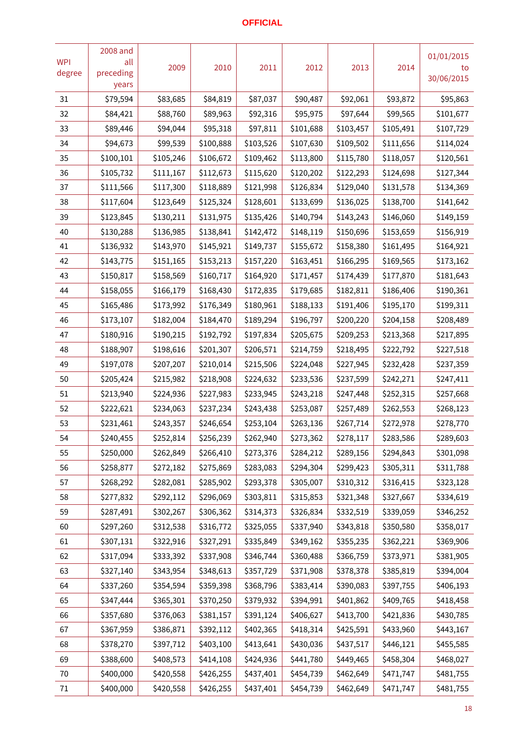OFFICIAL

| WPI degree | 2008 and all preceding years | 2009 | 2010 | 2011 | 2012 | 2013 | 2014 | 01/01/2015 to 30/06/2015 |
|---|---|---|---|---|---|---|---|---|
| 31 | $79,594 | $83,685 | $84,819 | $87,037 | $90,487 | $92,061 | $93,872 | $95,863 |
| 32 | $84,421 | $88,760 | $89,963 | $92,316 | $95,975 | $97,644 | $99,565 | $101,677 |
| 33 | $89,446 | $94,044 | $95,318 | $97,811 | $101,688 | $103,457 | $105,491 | $107,729 |
| 34 | $94,673 | $99,539 | $100,888 | $103,526 | $107,630 | $109,502 | $111,656 | $114,024 |
| 35 | $100,101 | $105,246 | $106,672 | $109,462 | $113,800 | $115,780 | $118,057 | $120,561 |
| 36 | $105,732 | $111,167 | $112,673 | $115,620 | $120,202 | $122,293 | $124,698 | $127,344 |
| 37 | $111,566 | $117,300 | $118,889 | $121,998 | $126,834 | $129,040 | $131,578 | $134,369 |
| 38 | $117,604 | $123,649 | $125,324 | $128,601 | $133,699 | $136,025 | $138,700 | $141,642 |
| 39 | $123,845 | $130,211 | $131,975 | $135,426 | $140,794 | $143,243 | $146,060 | $149,159 |
| 40 | $130,288 | $136,985 | $138,841 | $142,472 | $148,119 | $150,696 | $153,659 | $156,919 |
| 41 | $136,932 | $143,970 | $145,921 | $149,737 | $155,672 | $158,380 | $161,495 | $164,921 |
| 42 | $143,775 | $151,165 | $153,213 | $157,220 | $163,451 | $166,295 | $169,565 | $173,162 |
| 43 | $150,817 | $158,569 | $160,717 | $164,920 | $171,457 | $174,439 | $177,870 | $181,643 |
| 44 | $158,055 | $166,179 | $168,430 | $172,835 | $179,685 | $182,811 | $186,406 | $190,361 |
| 45 | $165,486 | $173,992 | $176,349 | $180,961 | $188,133 | $191,406 | $195,170 | $199,311 |
| 46 | $173,107 | $182,004 | $184,470 | $189,294 | $196,797 | $200,220 | $204,158 | $208,489 |
| 47 | $180,916 | $190,215 | $192,792 | $197,834 | $205,675 | $209,253 | $213,368 | $217,895 |
| 48 | $188,907 | $198,616 | $201,307 | $206,571 | $214,759 | $218,495 | $222,792 | $227,518 |
| 49 | $197,078 | $207,207 | $210,014 | $215,506 | $224,048 | $227,945 | $232,428 | $237,359 |
| 50 | $205,424 | $215,982 | $218,908 | $224,632 | $233,536 | $237,599 | $242,271 | $247,411 |
| 51 | $213,940 | $224,936 | $227,983 | $233,945 | $243,218 | $247,448 | $252,315 | $257,668 |
| 52 | $222,621 | $234,063 | $237,234 | $243,438 | $253,087 | $257,489 | $262,553 | $268,123 |
| 53 | $231,461 | $243,357 | $246,654 | $253,104 | $263,136 | $267,714 | $272,978 | $278,770 |
| 54 | $240,455 | $252,814 | $256,239 | $262,940 | $273,362 | $278,117 | $283,586 | $289,603 |
| 55 | $250,000 | $262,849 | $266,410 | $273,376 | $284,212 | $289,156 | $294,843 | $301,098 |
| 56 | $258,877 | $272,182 | $275,869 | $283,083 | $294,304 | $299,423 | $305,311 | $311,788 |
| 57 | $268,292 | $282,081 | $285,902 | $293,378 | $305,007 | $310,312 | $316,415 | $323,128 |
| 58 | $277,832 | $292,112 | $296,069 | $303,811 | $315,853 | $321,348 | $327,667 | $334,619 |
| 59 | $287,491 | $302,267 | $306,362 | $314,373 | $326,834 | $332,519 | $339,059 | $346,252 |
| 60 | $297,260 | $312,538 | $316,772 | $325,055 | $337,940 | $343,818 | $350,580 | $358,017 |
| 61 | $307,131 | $322,916 | $327,291 | $335,849 | $349,162 | $355,235 | $362,221 | $369,906 |
| 62 | $317,094 | $333,392 | $337,908 | $346,744 | $360,488 | $366,759 | $373,971 | $381,905 |
| 63 | $327,140 | $343,954 | $348,613 | $357,729 | $371,908 | $378,378 | $385,819 | $394,004 |
| 64 | $337,260 | $354,594 | $359,398 | $368,796 | $383,414 | $390,083 | $397,755 | $406,193 |
| 65 | $347,444 | $365,301 | $370,250 | $379,932 | $394,991 | $401,862 | $409,765 | $418,458 |
| 66 | $357,680 | $376,063 | $381,157 | $391,124 | $406,627 | $413,700 | $421,836 | $430,785 |
| 67 | $367,959 | $386,871 | $392,112 | $402,365 | $418,314 | $425,591 | $433,960 | $443,167 |
| 68 | $378,270 | $397,712 | $403,100 | $413,641 | $430,036 | $437,517 | $446,121 | $455,585 |
| 69 | $388,600 | $408,573 | $414,108 | $424,936 | $441,780 | $449,465 | $458,304 | $468,027 |
| 70 | $400,000 | $420,558 | $426,255 | $437,401 | $454,739 | $462,649 | $471,747 | $481,755 |
| 71 | $400,000 | $420,558 | $426,255 | $437,401 | $454,739 | $462,649 | $471,747 | $481,755 |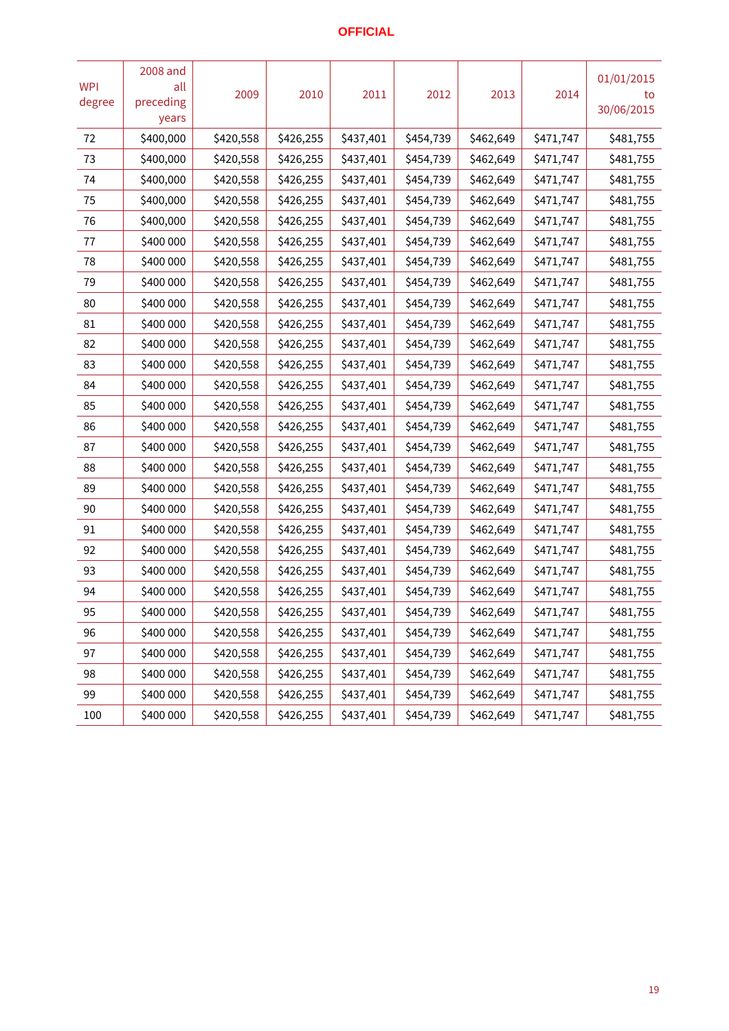**OFFICIAL**

| WPI degree | 2008 and all preceding years | 2009 | 2010 | 2011 | 2012 | 2013 | 2014 | 01/01/2015 to 30/06/2015 |
|---|---|---|---|---|---|---|---|---|
| 72 | $400,000 | $420,558 | $426,255 | $437,401 | $454,739 | $462,649 | $471,747 | $481,755 |
| 73 | $400,000 | $420,558 | $426,255 | $437,401 | $454,739 | $462,649 | $471,747 | $481,755 |
| 74 | $400,000 | $420,558 | $426,255 | $437,401 | $454,739 | $462,649 | $471,747 | $481,755 |
| 75 | $400,000 | $420,558 | $426,255 | $437,401 | $454,739 | $462,649 | $471,747 | $481,755 |
| 76 | $400,000 | $420,558 | $426,255 | $437,401 | $454,739 | $462,649 | $471,747 | $481,755 |
| 77 | $400 000 | $420,558 | $426,255 | $437,401 | $454,739 | $462,649 | $471,747 | $481,755 |
| 78 | $400 000 | $420,558 | $426,255 | $437,401 | $454,739 | $462,649 | $471,747 | $481,755 |
| 79 | $400 000 | $420,558 | $426,255 | $437,401 | $454,739 | $462,649 | $471,747 | $481,755 |
| 80 | $400 000 | $420,558 | $426,255 | $437,401 | $454,739 | $462,649 | $471,747 | $481,755 |
| 81 | $400 000 | $420,558 | $426,255 | $437,401 | $454,739 | $462,649 | $471,747 | $481,755 |
| 82 | $400 000 | $420,558 | $426,255 | $437,401 | $454,739 | $462,649 | $471,747 | $481,755 |
| 83 | $400 000 | $420,558 | $426,255 | $437,401 | $454,739 | $462,649 | $471,747 | $481,755 |
| 84 | $400 000 | $420,558 | $426,255 | $437,401 | $454,739 | $462,649 | $471,747 | $481,755 |
| 85 | $400 000 | $420,558 | $426,255 | $437,401 | $454,739 | $462,649 | $471,747 | $481,755 |
| 86 | $400 000 | $420,558 | $426,255 | $437,401 | $454,739 | $462,649 | $471,747 | $481,755 |
| 87 | $400 000 | $420,558 | $426,255 | $437,401 | $454,739 | $462,649 | $471,747 | $481,755 |
| 88 | $400 000 | $420,558 | $426,255 | $437,401 | $454,739 | $462,649 | $471,747 | $481,755 |
| 89 | $400 000 | $420,558 | $426,255 | $437,401 | $454,739 | $462,649 | $471,747 | $481,755 |
| 90 | $400 000 | $420,558 | $426,255 | $437,401 | $454,739 | $462,649 | $471,747 | $481,755 |
| 91 | $400 000 | $420,558 | $426,255 | $437,401 | $454,739 | $462,649 | $471,747 | $481,755 |
| 92 | $400 000 | $420,558 | $426,255 | $437,401 | $454,739 | $462,649 | $471,747 | $481,755 |
| 93 | $400 000 | $420,558 | $426,255 | $437,401 | $454,739 | $462,649 | $471,747 | $481,755 |
| 94 | $400 000 | $420,558 | $426,255 | $437,401 | $454,739 | $462,649 | $471,747 | $481,755 |
| 95 | $400 000 | $420,558 | $426,255 | $437,401 | $454,739 | $462,649 | $471,747 | $481,755 |
| 96 | $400 000 | $420,558 | $426,255 | $437,401 | $454,739 | $462,649 | $471,747 | $481,755 |
| 97 | $400 000 | $420,558 | $426,255 | $437,401 | $454,739 | $462,649 | $471,747 | $481,755 |
| 98 | $400 000 | $420,558 | $426,255 | $437,401 | $454,739 | $462,649 | $471,747 | $481,755 |
| 99 | $400 000 | $420,558 | $426,255 | $437,401 | $454,739 | $462,649 | $471,747 | $481,755 |
| 100 | $400 000 | $420,558 | $426,255 | $437,401 | $454,739 | $462,649 | $471,747 | $481,755 |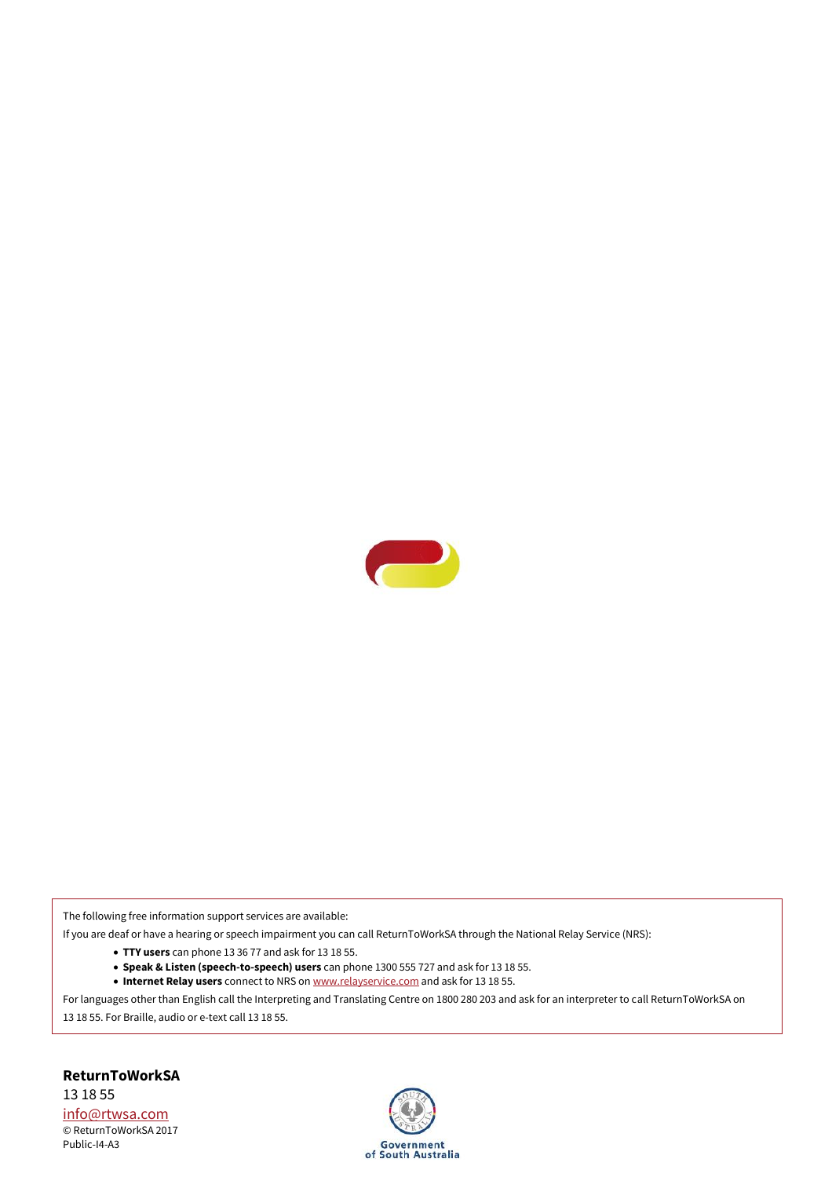The following free information support services are available:

If you are deaf or have a hearing or speech impairment you can call ReturnToWorkSA through the National Relay Service (NRS):

- **TTY users** can phone 13 36 77 and ask for 13 18 55.
- **Speak & Listen (speech-to-speech) users** can phone 1300 555 727 and ask for 13 18 55.
- **Internet Relay users** connect to NRS on www.relayservice.com and ask for 13 18 55.

For languages other than English call the Interpreting and Translating Centre on 1800 280 203 and ask for an interpreter to call ReturnToWorkSA on 13 18 55. For Braille, audio or e-text call 13 18 55.

**ReturnToWorkSA**
13 18 55
info@rtwsa.com
© ReturnToWorkSA 2017
Public-I4-A3

Government of South Australia